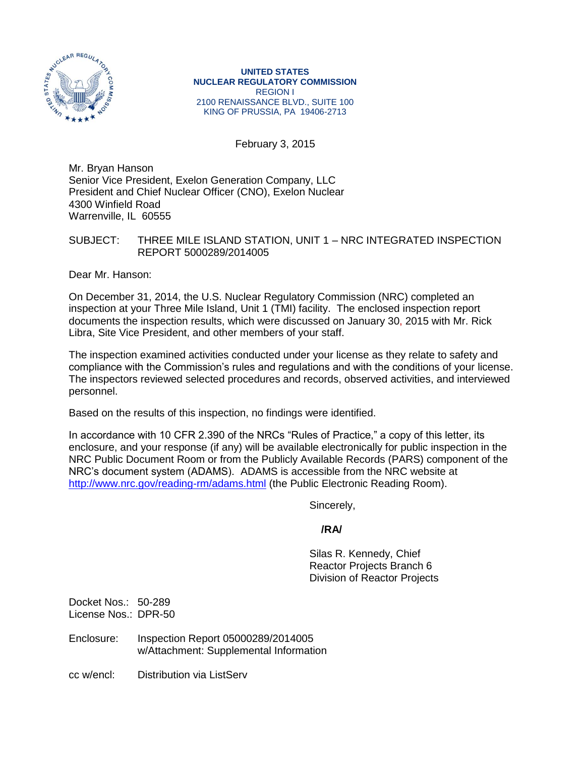**UNITED STATES**
**NUCLEAR REGULATORY COMMISSION**
REGION I
2100 RENAISSANCE BLVD., SUITE 100
KING OF PRUSSIA, PA 19406-2713

February 3, 2015

Mr. Bryan Hanson
Senior Vice President, Exelon Generation Company, LLC
President and Chief Nuclear Officer (CNO), Exelon Nuclear
4300 Winfield Road
Warrenville, IL 60555

SUBJECT: THREE MILE ISLAND STATION, UNIT 1 – NRC INTEGRATED INSPECTION REPORT 5000289/2014005

Dear Mr. Hanson:

On December 31, 2014, the U.S. Nuclear Regulatory Commission (NRC) completed an inspection at your Three Mile Island, Unit 1 (TMI) facility. The enclosed inspection report documents the inspection results, which were discussed on January 30, 2015 with Mr. Rick Libra, Site Vice President, and other members of your staff.

The inspection examined activities conducted under your license as they relate to safety and compliance with the Commission's rules and regulations and with the conditions of your license. The inspectors reviewed selected procedures and records, observed activities, and interviewed personnel.

Based on the results of this inspection, no findings were identified.

In accordance with 10 CFR 2.390 of the NRCs "Rules of Practice," a copy of this letter, its enclosure, and your response (if any) will be available electronically for public inspection in the NRC Public Document Room or from the Publicly Available Records (PARS) component of the NRC's document system (ADAMS). ADAMS is accessible from the NRC website at http://www.nrc.gov/reading-rm/adams.html (the Public Electronic Reading Room).

Sincerely,

**/RA/**

Silas R. Kennedy, Chief
Reactor Projects Branch 6
Division of Reactor Projects

Docket Nos.: 50-289
License Nos.: DPR-50

Enclosure: Inspection Report 05000289/2014005
w/Attachment: Supplemental Information

cc w/encl: Distribution via ListServ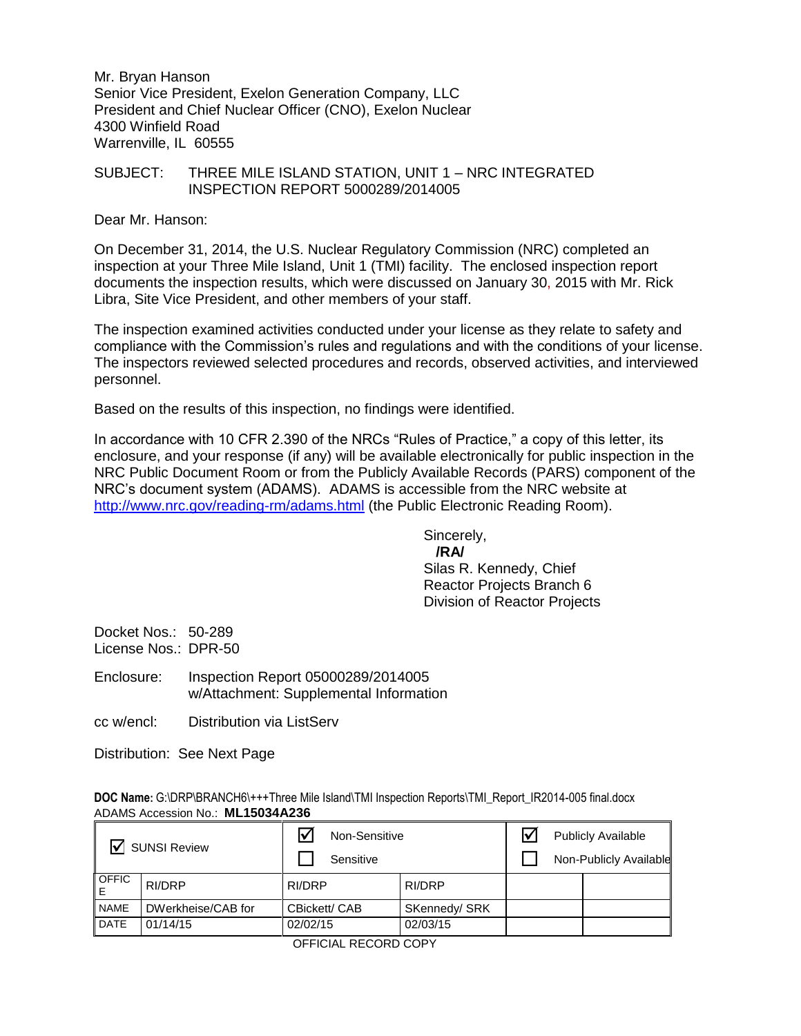Mr. Bryan Hanson
Senior Vice President, Exelon Generation Company, LLC
President and Chief Nuclear Officer (CNO), Exelon Nuclear
4300 Winfield Road
Warrenville, IL 60555

SUBJECT: THREE MILE ISLAND STATION, UNIT 1 – NRC INTEGRATED INSPECTION REPORT 5000289/2014005

Dear Mr. Hanson:

On December 31, 2014, the U.S. Nuclear Regulatory Commission (NRC) completed an inspection at your Three Mile Island, Unit 1 (TMI) facility. The enclosed inspection report documents the inspection results, which were discussed on January 30, 2015 with Mr. Rick Libra, Site Vice President, and other members of your staff.

The inspection examined activities conducted under your license as they relate to safety and compliance with the Commission's rules and regulations and with the conditions of your license. The inspectors reviewed selected procedures and records, observed activities, and interviewed personnel.

Based on the results of this inspection, no findings were identified.

In accordance with 10 CFR 2.390 of the NRCs "Rules of Practice," a copy of this letter, its enclosure, and your response (if any) will be available electronically for public inspection in the NRC Public Document Room or from the Publicly Available Records (PARS) component of the NRC's document system (ADAMS). ADAMS is accessible from the NRC website at http://www.nrc.gov/reading-rm/adams.html (the Public Electronic Reading Room).

Sincerely,
**/RA/**
Silas R. Kennedy, Chief
Reactor Projects Branch 6
Division of Reactor Projects

Docket Nos.: 50-289
License Nos.: DPR-50

Enclosure: Inspection Report 05000289/2014005
w/Attachment: Supplemental Information

cc w/encl: Distribution via ListServ

Distribution: See Next Page

**DOC Name:** G:\DRP\BRANCH6\+++Three Mile Island\TMI Inspection Reports\TMI_Report_IR2014-005 final.docx
ADAMS Accession No.: **ML15034A236**

| ☑ SUNSI Review | | ☑ Non-Sensitive ☐ Sensitive | | ☑ Publicly Available ☐ Non-Publicly Available | |
|---|---|---|---|---|---|
| OFFICE | RI/DRP | RI/DRP | RI/DRP | | |
| NAME | DWerkheise/CAB for | CBickett/ CAB | SKennedy/ SRK | | |
| DATE | 01/14/15 | 02/02/15 | 02/03/15 | | |

OFFICIAL RECORD COPY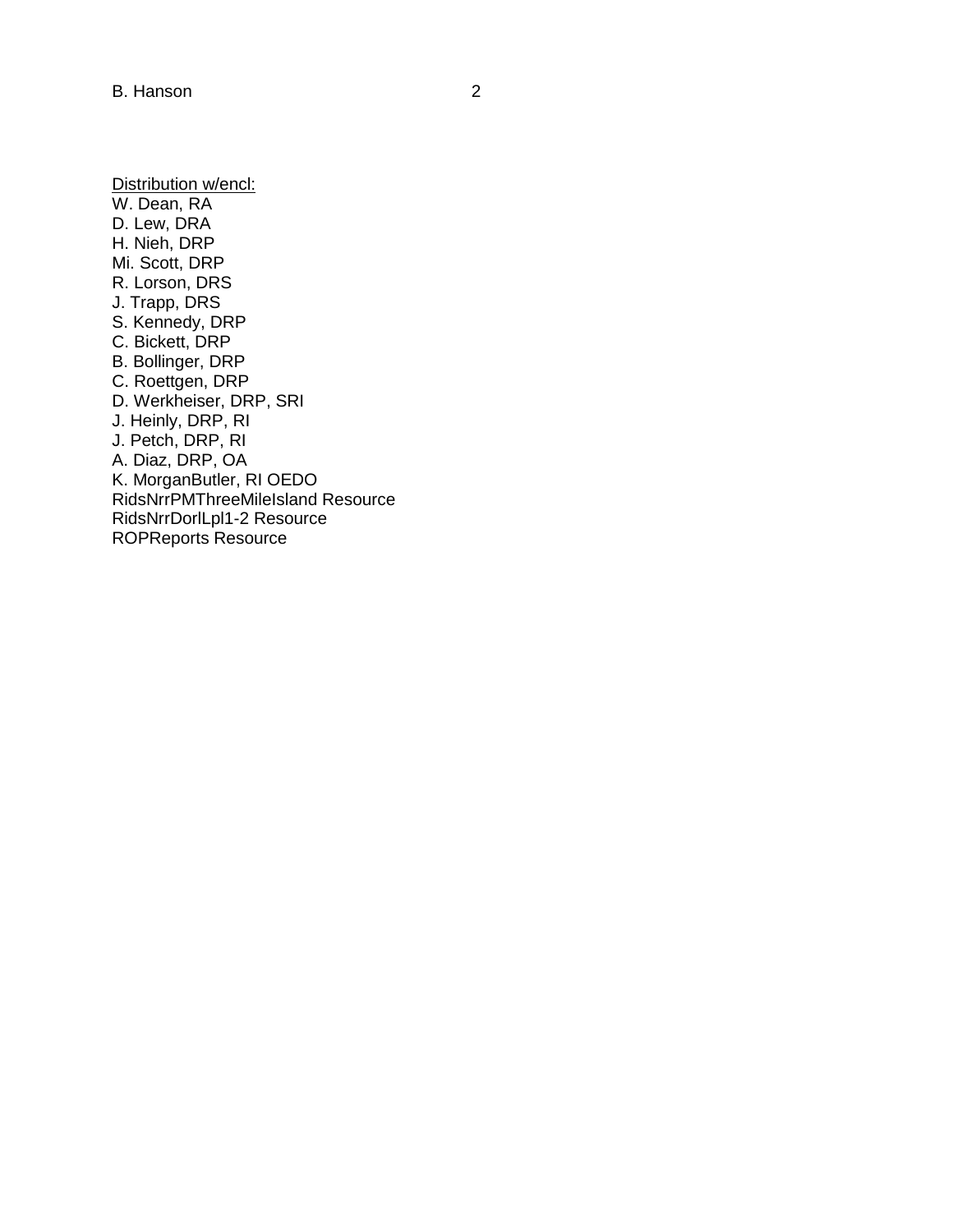Distribution w/encl:
W. Dean, RA
D. Lew, DRA
H. Nieh, DRP
Mi. Scott, DRP
R. Lorson, DRS
J. Trapp, DRS
S. Kennedy, DRP
C. Bickett, DRP
B. Bollinger, DRP
C. Roettgen, DRP
D. Werkheiser, DRP, SRI
J. Heinly, DRP, RI
J. Petch, DRP, RI
A. Diaz, DRP, OA
K. MorganButler, RI OEDO
RidsNrrPMThreeMileIsland Resource
RidsNrrDorlLpl1-2 Resource
ROPReports Resource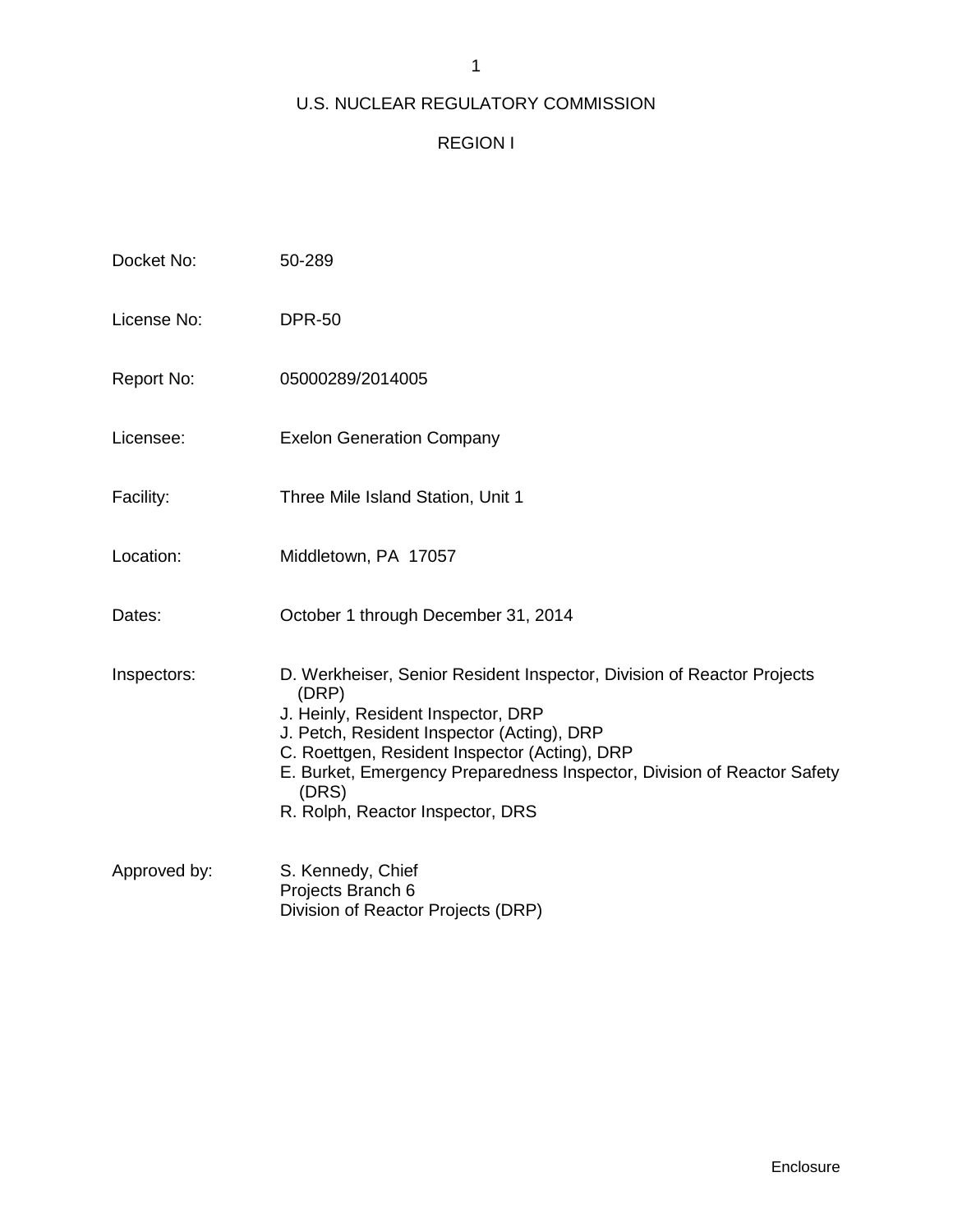U.S. NUCLEAR REGULATORY COMMISSION

REGION I

| | |
|---|---|
| Docket No: | 50-289 |
| License No: | DPR-50 |
| Report No: | 05000289/2014005 |
| Licensee: | Exelon Generation Company |
| Facility: | Three Mile Island Station, Unit 1 |
| Location: | Middletown, PA 17057 |
| Dates: | October 1 through December 31, 2014 |
| Inspectors: | D. Werkheiser, Senior Resident Inspector, Division of Reactor Projects (DRP)<br>J. Heinly, Resident Inspector, DRP<br>J. Petch, Resident Inspector (Acting), DRP<br>C. Roettgen, Resident Inspector (Acting), DRP<br>E. Burket, Emergency Preparedness Inspector, Division of Reactor Safety (DRS)<br>R. Rolph, Reactor Inspector, DRS |
| Approved by: | S. Kennedy, Chief<br>Projects Branch 6<br>Division of Reactor Projects (DRP) |

Enclosure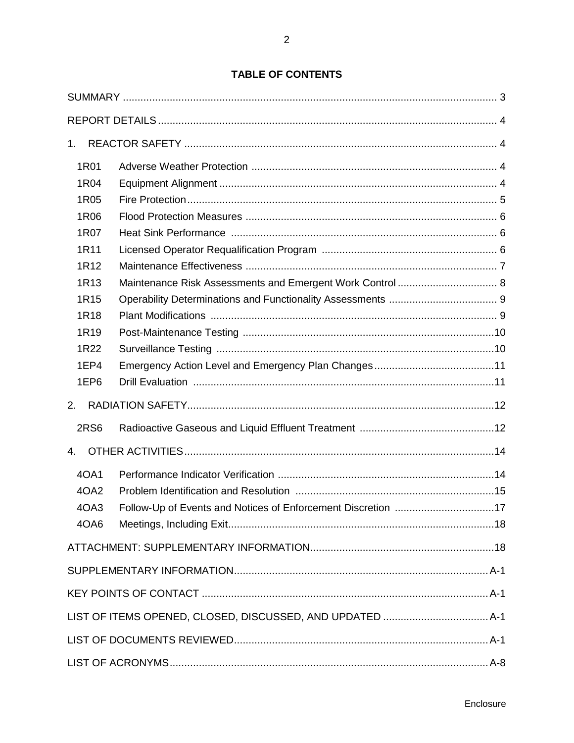## TABLE OF CONTENTS

SUMMARY ... 3

REPORT DETAILS ... 4

1. REACTOR SAFETY ... 4

| | | |
|---|---|---|
| 1R01 | Adverse Weather Protection | 4 |
| 1R04 | Equipment Alignment | 4 |
| 1R05 | Fire Protection | 5 |
| 1R06 | Flood Protection Measures | 6 |
| 1R07 | Heat Sink Performance | 6 |
| 1R11 | Licensed Operator Requalification Program | 6 |
| 1R12 | Maintenance Effectiveness | 7 |
| 1R13 | Maintenance Risk Assessments and Emergent Work Control | 8 |
| 1R15 | Operability Determinations and Functionality Assessments | 9 |
| 1R18 | Plant Modifications | 9 |
| 1R19 | Post-Maintenance Testing | 10 |
| 1R22 | Surveillance Testing | 10 |
| 1EP4 | Emergency Action Level and Emergency Plan Changes | 11 |
| 1EP6 | Drill Evaluation | 11 |

2. RADIATION SAFETY ... 12

| | | |
|---|---|---|
| 2RS6 | Radioactive Gaseous and Liquid Effluent Treatment | 12 |

4. OTHER ACTIVITIES ... 14

| | | |
|---|---|---|
| 4OA1 | Performance Indicator Verification | 14 |
| 4OA2 | Problem Identification and Resolution | 15 |
| 4OA3 | Follow-Up of Events and Notices of Enforcement Discretion | 17 |
| 4OA6 | Meetings, Including Exit | 18 |

ATTACHMENT: SUPPLEMENTARY INFORMATION ... 18

SUPPLEMENTARY INFORMATION ... A-1

KEY POINTS OF CONTACT ... A-1

LIST OF ITEMS OPENED, CLOSED, DISCUSSED, AND UPDATED ... A-1

LIST OF DOCUMENTS REVIEWED ... A-1

LIST OF ACRONYMS ... A-8

Enclosure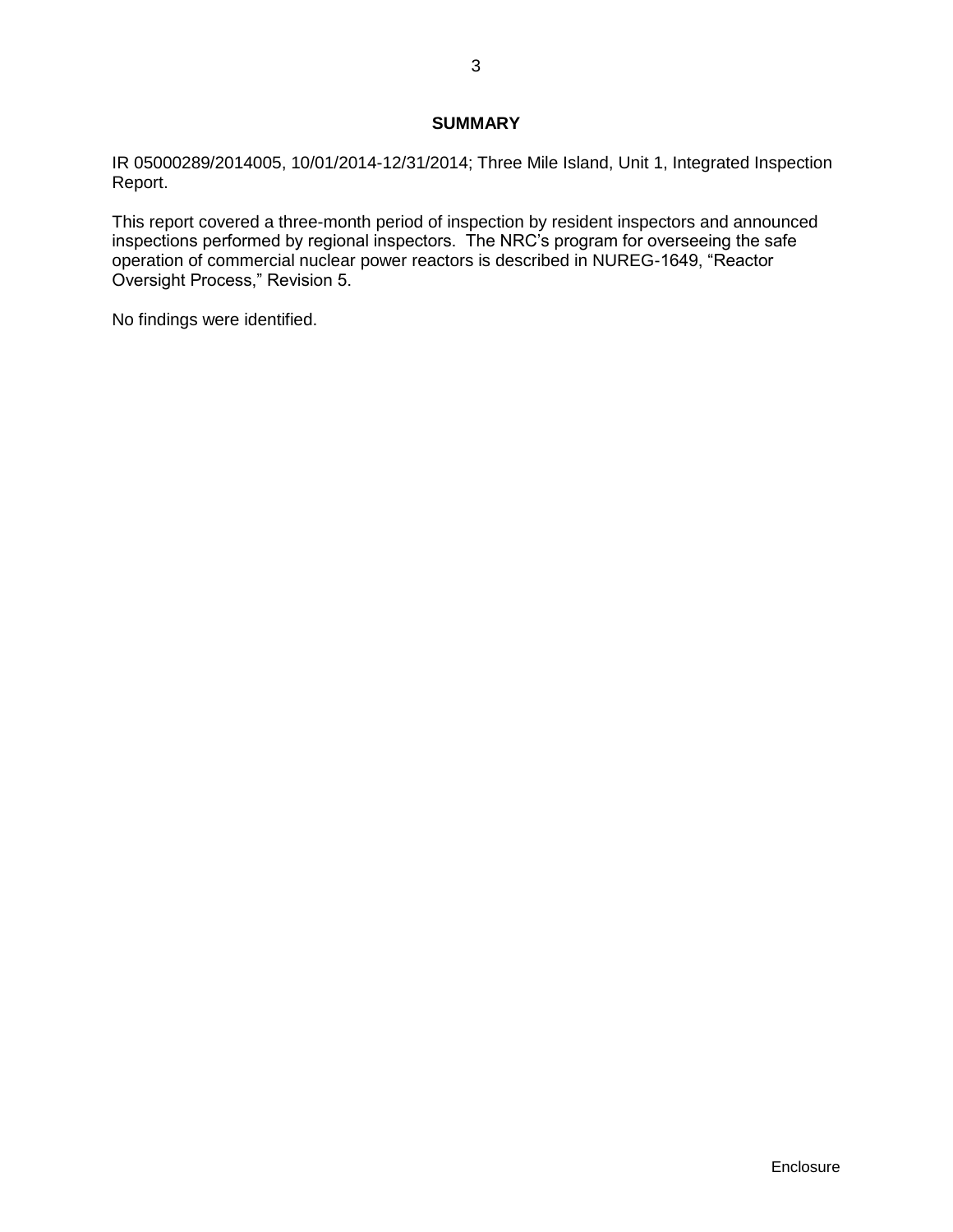## SUMMARY

IR 05000289/2014005, 10/01/2014-12/31/2014; Three Mile Island, Unit 1, Integrated Inspection Report.

This report covered a three-month period of inspection by resident inspectors and announced inspections performed by regional inspectors. The NRC's program for overseeing the safe operation of commercial nuclear power reactors is described in NUREG-1649, "Reactor Oversight Process," Revision 5.

No findings were identified.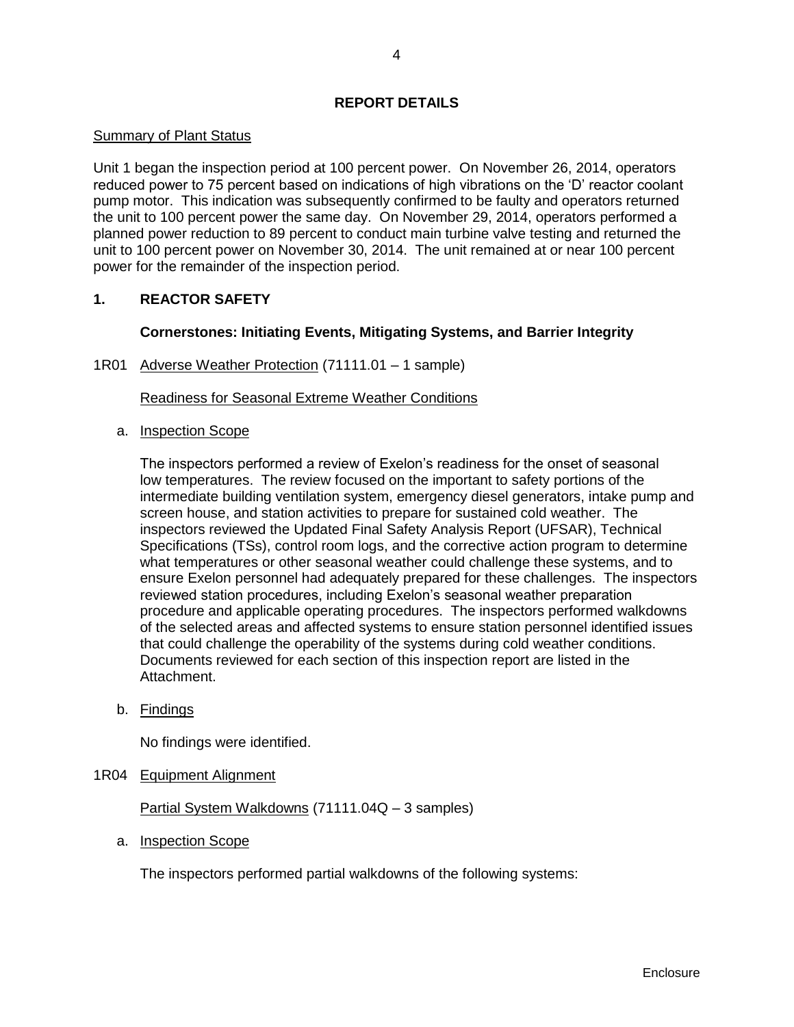## REPORT DETAILS

Summary of Plant Status

Unit 1 began the inspection period at 100 percent power. On November 26, 2014, operators reduced power to 75 percent based on indications of high vibrations on the 'D' reactor coolant pump motor. This indication was subsequently confirmed to be faulty and operators returned the unit to 100 percent power the same day. On November 29, 2014, operators performed a planned power reduction to 89 percent to conduct main turbine valve testing and returned the unit to 100 percent power on November 30, 2014. The unit remained at or near 100 percent power for the remainder of the inspection period.

### 1. REACTOR SAFETY

**Cornerstones: Initiating Events, Mitigating Systems, and Barrier Integrity**

1R01 Adverse Weather Protection (71111.01 – 1 sample)

Readiness for Seasonal Extreme Weather Conditions

a. Inspection Scope

The inspectors performed a review of Exelon's readiness for the onset of seasonal low temperatures. The review focused on the important to safety portions of the intermediate building ventilation system, emergency diesel generators, intake pump and screen house, and station activities to prepare for sustained cold weather. The inspectors reviewed the Updated Final Safety Analysis Report (UFSAR), Technical Specifications (TSs), control room logs, and the corrective action program to determine what temperatures or other seasonal weather could challenge these systems, and to ensure Exelon personnel had adequately prepared for these challenges. The inspectors reviewed station procedures, including Exelon's seasonal weather preparation procedure and applicable operating procedures. The inspectors performed walkdowns of the selected areas and affected systems to ensure station personnel identified issues that could challenge the operability of the systems during cold weather conditions. Documents reviewed for each section of this inspection report are listed in the Attachment.

b. Findings

No findings were identified.

1R04 Equipment Alignment

Partial System Walkdowns (71111.04Q – 3 samples)

a. Inspection Scope

The inspectors performed partial walkdowns of the following systems: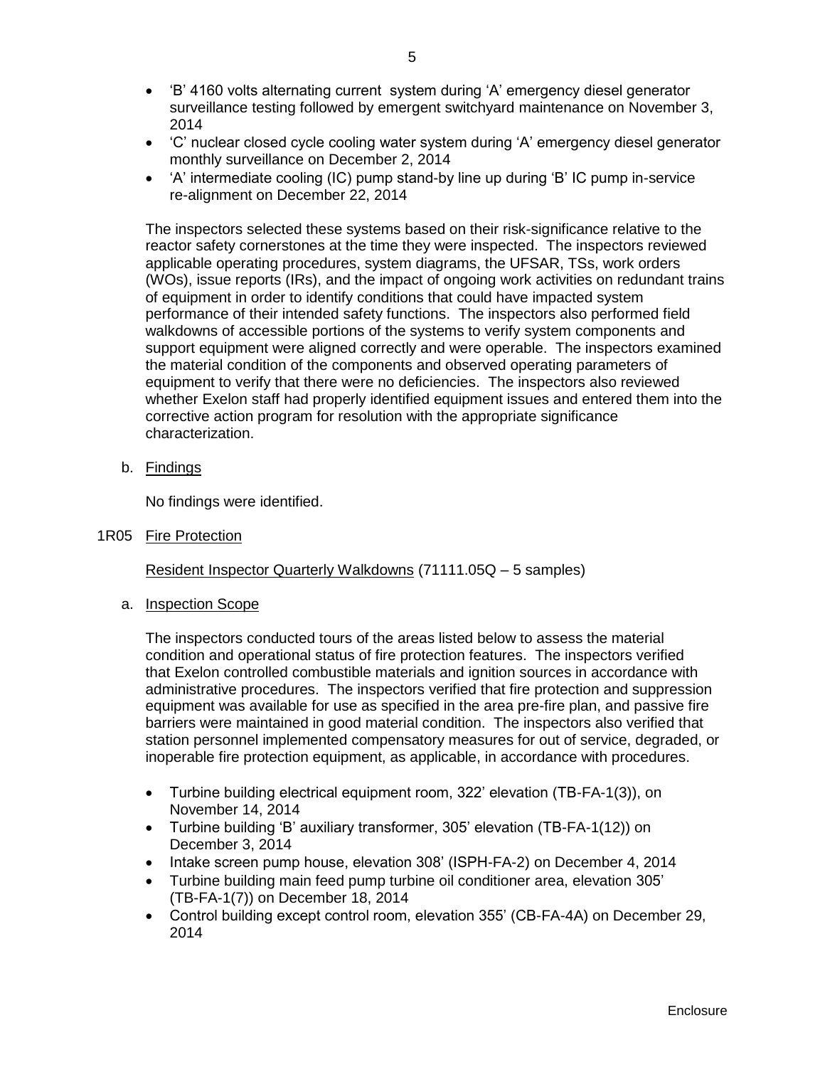- 'B' 4160 volts alternating current system during 'A' emergency diesel generator surveillance testing followed by emergent switchyard maintenance on November 3, 2014
- 'C' nuclear closed cycle cooling water system during 'A' emergency diesel generator monthly surveillance on December 2, 2014
- 'A' intermediate cooling (IC) pump stand-by line up during 'B' IC pump in-service re-alignment on December 22, 2014

The inspectors selected these systems based on their risk-significance relative to the reactor safety cornerstones at the time they were inspected. The inspectors reviewed applicable operating procedures, system diagrams, the UFSAR, TSs, work orders (WOs), issue reports (IRs), and the impact of ongoing work activities on redundant trains of equipment in order to identify conditions that could have impacted system performance of their intended safety functions. The inspectors also performed field walkdowns of accessible portions of the systems to verify system components and support equipment were aligned correctly and were operable. The inspectors examined the material condition of the components and observed operating parameters of equipment to verify that there were no deficiencies. The inspectors also reviewed whether Exelon staff had properly identified equipment issues and entered them into the corrective action program for resolution with the appropriate significance characterization.

b. Findings

No findings were identified.

## 1R05 Fire Protection

Resident Inspector Quarterly Walkdowns (71111.05Q – 5 samples)

a. Inspection Scope

The inspectors conducted tours of the areas listed below to assess the material condition and operational status of fire protection features. The inspectors verified that Exelon controlled combustible materials and ignition sources in accordance with administrative procedures. The inspectors verified that fire protection and suppression equipment was available for use as specified in the area pre-fire plan, and passive fire barriers were maintained in good material condition. The inspectors also verified that station personnel implemented compensatory measures for out of service, degraded, or inoperable fire protection equipment, as applicable, in accordance with procedures.

- Turbine building electrical equipment room, 322' elevation (TB-FA-1(3)), on November 14, 2014
- Turbine building 'B' auxiliary transformer, 305' elevation (TB-FA-1(12)) on December 3, 2014
- Intake screen pump house, elevation 308' (ISPH-FA-2) on December 4, 2014
- Turbine building main feed pump turbine oil conditioner area, elevation 305' (TB-FA-1(7)) on December 18, 2014
- Control building except control room, elevation 355' (CB-FA-4A) on December 29, 2014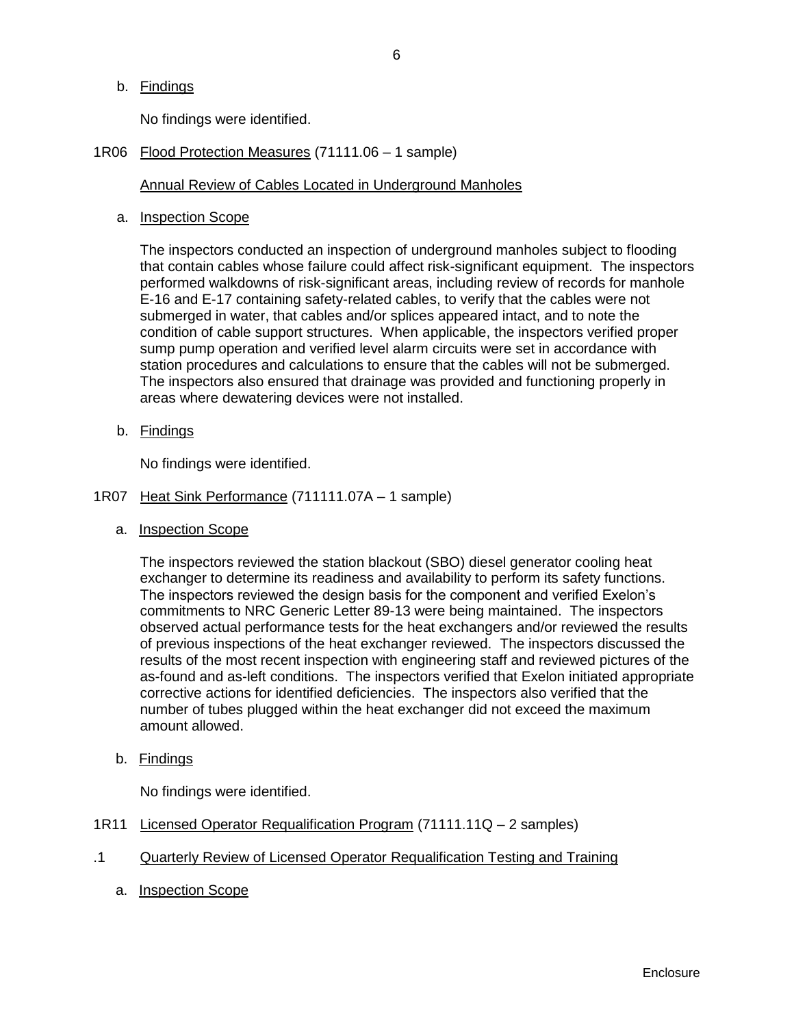b. Findings

No findings were identified.

## 1R06 Flood Protection Measures (71111.06 – 1 sample)

Annual Review of Cables Located in Underground Manholes

a. Inspection Scope

The inspectors conducted an inspection of underground manholes subject to flooding that contain cables whose failure could affect risk-significant equipment. The inspectors performed walkdowns of risk-significant areas, including review of records for manhole E-16 and E-17 containing safety-related cables, to verify that the cables were not submerged in water, that cables and/or splices appeared intact, and to note the condition of cable support structures. When applicable, the inspectors verified proper sump pump operation and verified level alarm circuits were set in accordance with station procedures and calculations to ensure that the cables will not be submerged. The inspectors also ensured that drainage was provided and functioning properly in areas where dewatering devices were not installed.

b. Findings

No findings were identified.

## 1R07 Heat Sink Performance (711111.07A – 1 sample)

a. Inspection Scope

The inspectors reviewed the station blackout (SBO) diesel generator cooling heat exchanger to determine its readiness and availability to perform its safety functions. The inspectors reviewed the design basis for the component and verified Exelon's commitments to NRC Generic Letter 89-13 were being maintained. The inspectors observed actual performance tests for the heat exchangers and/or reviewed the results of previous inspections of the heat exchanger reviewed. The inspectors discussed the results of the most recent inspection with engineering staff and reviewed pictures of the as-found and as-left conditions. The inspectors verified that Exelon initiated appropriate corrective actions for identified deficiencies. The inspectors also verified that the number of tubes plugged within the heat exchanger did not exceed the maximum amount allowed.

b. Findings

No findings were identified.

## 1R11 Licensed Operator Requalification Program (71111.11Q – 2 samples)

### .1 Quarterly Review of Licensed Operator Requalification Testing and Training

a. Inspection Scope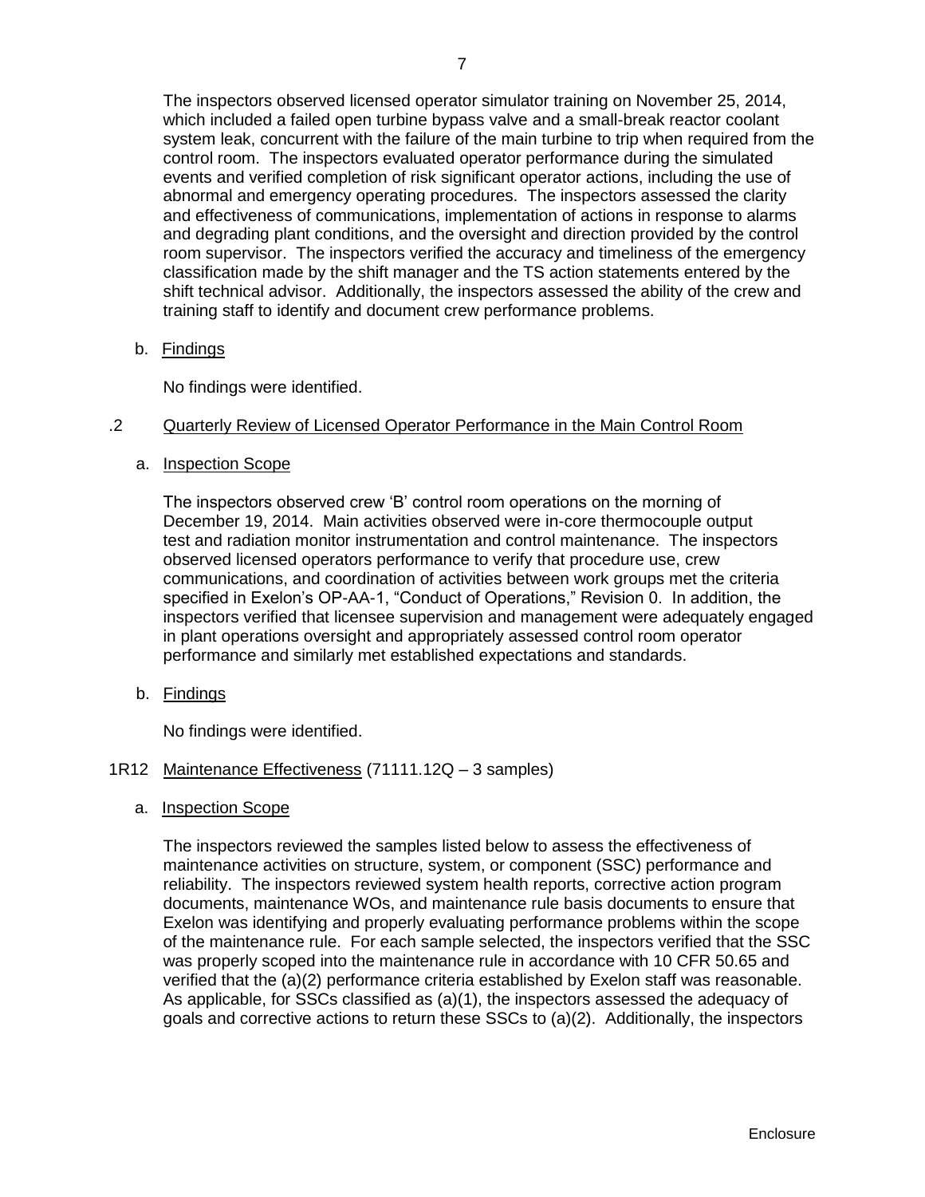The inspectors observed licensed operator simulator training on November 25, 2014, which included a failed open turbine bypass valve and a small-break reactor coolant system leak, concurrent with the failure of the main turbine to trip when required from the control room. The inspectors evaluated operator performance during the simulated events and verified completion of risk significant operator actions, including the use of abnormal and emergency operating procedures. The inspectors assessed the clarity and effectiveness of communications, implementation of actions in response to alarms and degrading plant conditions, and the oversight and direction provided by the control room supervisor. The inspectors verified the accuracy and timeliness of the emergency classification made by the shift manager and the TS action statements entered by the shift technical advisor. Additionally, the inspectors assessed the ability of the crew and training staff to identify and document crew performance problems.

b. Findings

No findings were identified.

.2 Quarterly Review of Licensed Operator Performance in the Main Control Room

a. Inspection Scope

The inspectors observed crew 'B' control room operations on the morning of December 19, 2014. Main activities observed were in-core thermocouple output test and radiation monitor instrumentation and control maintenance. The inspectors observed licensed operators performance to verify that procedure use, crew communications, and coordination of activities between work groups met the criteria specified in Exelon's OP-AA-1, "Conduct of Operations," Revision 0. In addition, the inspectors verified that licensee supervision and management were adequately engaged in plant operations oversight and appropriately assessed control room operator performance and similarly met established expectations and standards.

b. Findings

No findings were identified.

1R12 Maintenance Effectiveness (71111.12Q – 3 samples)

a. Inspection Scope

The inspectors reviewed the samples listed below to assess the effectiveness of maintenance activities on structure, system, or component (SSC) performance and reliability. The inspectors reviewed system health reports, corrective action program documents, maintenance WOs, and maintenance rule basis documents to ensure that Exelon was identifying and properly evaluating performance problems within the scope of the maintenance rule. For each sample selected, the inspectors verified that the SSC was properly scoped into the maintenance rule in accordance with 10 CFR 50.65 and verified that the (a)(2) performance criteria established by Exelon staff was reasonable. As applicable, for SSCs classified as (a)(1), the inspectors assessed the adequacy of goals and corrective actions to return these SSCs to (a)(2). Additionally, the inspectors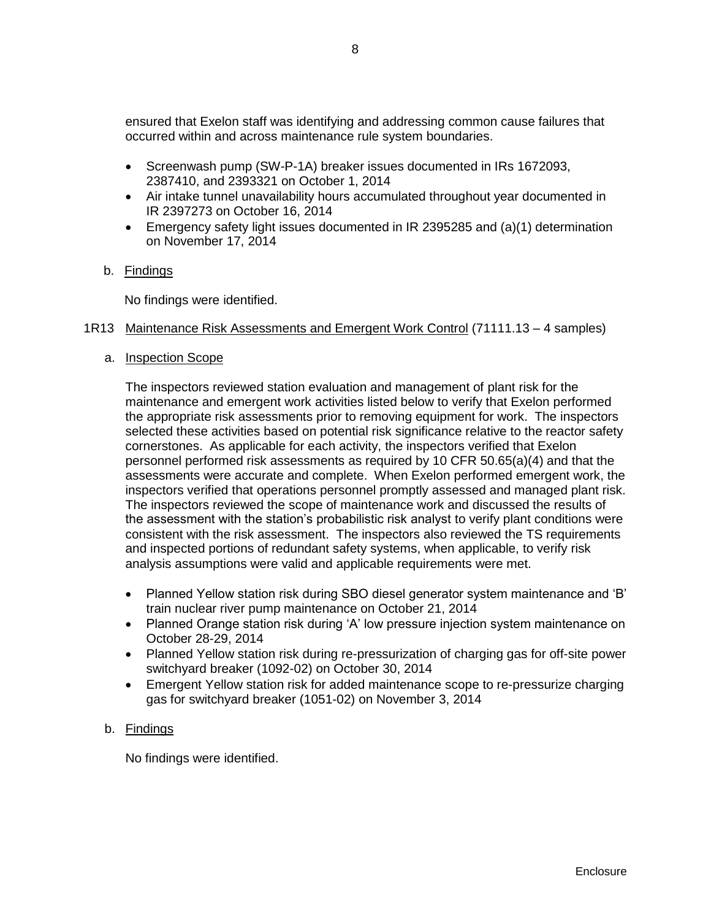ensured that Exelon staff was identifying and addressing common cause failures that occurred within and across maintenance rule system boundaries.

- Screenwash pump (SW-P-1A) breaker issues documented in IRs 1672093, 2387410, and 2393321 on October 1, 2014
- Air intake tunnel unavailability hours accumulated throughout year documented in IR 2397273 on October 16, 2014
- Emergency safety light issues documented in IR 2395285 and (a)(1) determination on November 17, 2014

b. Findings

No findings were identified.

1R13 Maintenance Risk Assessments and Emergent Work Control (71111.13 – 4 samples)

a. Inspection Scope

The inspectors reviewed station evaluation and management of plant risk for the maintenance and emergent work activities listed below to verify that Exelon performed the appropriate risk assessments prior to removing equipment for work. The inspectors selected these activities based on potential risk significance relative to the reactor safety cornerstones. As applicable for each activity, the inspectors verified that Exelon personnel performed risk assessments as required by 10 CFR 50.65(a)(4) and that the assessments were accurate and complete. When Exelon performed emergent work, the inspectors verified that operations personnel promptly assessed and managed plant risk. The inspectors reviewed the scope of maintenance work and discussed the results of the assessment with the station's probabilistic risk analyst to verify plant conditions were consistent with the risk assessment. The inspectors also reviewed the TS requirements and inspected portions of redundant safety systems, when applicable, to verify risk analysis assumptions were valid and applicable requirements were met.

- Planned Yellow station risk during SBO diesel generator system maintenance and 'B' train nuclear river pump maintenance on October 21, 2014
- Planned Orange station risk during 'A' low pressure injection system maintenance on October 28-29, 2014
- Planned Yellow station risk during re-pressurization of charging gas for off-site power switchyard breaker (1092-02) on October 30, 2014
- Emergent Yellow station risk for added maintenance scope to re-pressurize charging gas for switchyard breaker (1051-02) on November 3, 2014

b. Findings

No findings were identified.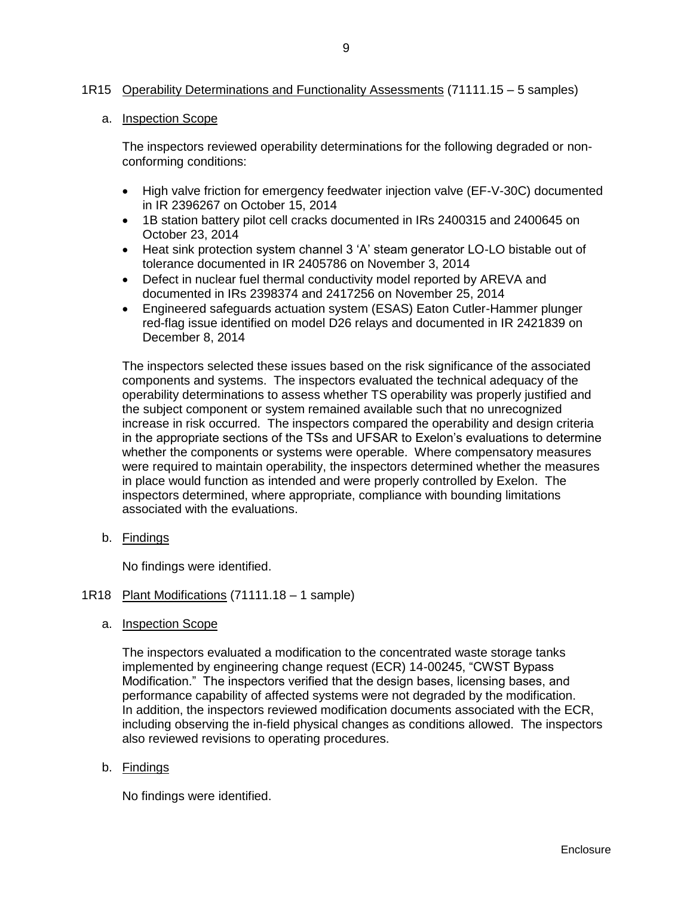## 1R15 Operability Determinations and Functionality Assessments (71111.15 – 5 samples)

### a. Inspection Scope

The inspectors reviewed operability determinations for the following degraded or non-conforming conditions:

- High valve friction for emergency feedwater injection valve (EF-V-30C) documented in IR 2396267 on October 15, 2014
- 1B station battery pilot cell cracks documented in IRs 2400315 and 2400645 on October 23, 2014
- Heat sink protection system channel 3 'A' steam generator LO-LO bistable out of tolerance documented in IR 2405786 on November 3, 2014
- Defect in nuclear fuel thermal conductivity model reported by AREVA and documented in IRs 2398374 and 2417256 on November 25, 2014
- Engineered safeguards actuation system (ESAS) Eaton Cutler-Hammer plunger red-flag issue identified on model D26 relays and documented in IR 2421839 on December 8, 2014

The inspectors selected these issues based on the risk significance of the associated components and systems. The inspectors evaluated the technical adequacy of the operability determinations to assess whether TS operability was properly justified and the subject component or system remained available such that no unrecognized increase in risk occurred. The inspectors compared the operability and design criteria in the appropriate sections of the TSs and UFSAR to Exelon's evaluations to determine whether the components or systems were operable. Where compensatory measures were required to maintain operability, the inspectors determined whether the measures in place would function as intended and were properly controlled by Exelon. The inspectors determined, where appropriate, compliance with bounding limitations associated with the evaluations.

### b. Findings

No findings were identified.

## 1R18 Plant Modifications (71111.18 – 1 sample)

### a. Inspection Scope

The inspectors evaluated a modification to the concentrated waste storage tanks implemented by engineering change request (ECR) 14-00245, "CWST Bypass Modification." The inspectors verified that the design bases, licensing bases, and performance capability of affected systems were not degraded by the modification. In addition, the inspectors reviewed modification documents associated with the ECR, including observing the in-field physical changes as conditions allowed. The inspectors also reviewed revisions to operating procedures.

### b. Findings

No findings were identified.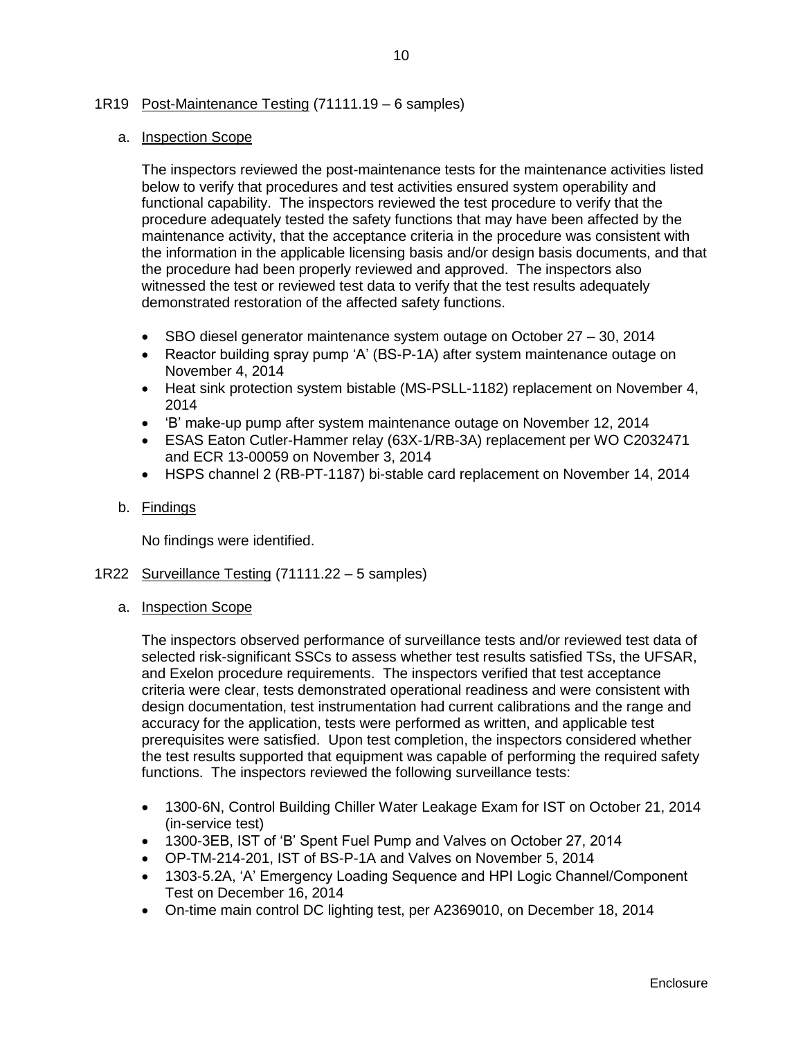## 1R19 Post-Maintenance Testing (71111.19 – 6 samples)

### a. Inspection Scope

The inspectors reviewed the post-maintenance tests for the maintenance activities listed below to verify that procedures and test activities ensured system operability and functional capability. The inspectors reviewed the test procedure to verify that the procedure adequately tested the safety functions that may have been affected by the maintenance activity, that the acceptance criteria in the procedure was consistent with the information in the applicable licensing basis and/or design basis documents, and that the procedure had been properly reviewed and approved. The inspectors also witnessed the test or reviewed test data to verify that the test results adequately demonstrated restoration of the affected safety functions.

- SBO diesel generator maintenance system outage on October 27 – 30, 2014
- Reactor building spray pump 'A' (BS-P-1A) after system maintenance outage on November 4, 2014
- Heat sink protection system bistable (MS-PSLL-1182) replacement on November 4, 2014
- 'B' make-up pump after system maintenance outage on November 12, 2014
- ESAS Eaton Cutler-Hammer relay (63X-1/RB-3A) replacement per WO C2032471 and ECR 13-00059 on November 3, 2014
- HSPS channel 2 (RB-PT-1187) bi-stable card replacement on November 14, 2014

### b. Findings

No findings were identified.

## 1R22 Surveillance Testing (71111.22 – 5 samples)

### a. Inspection Scope

The inspectors observed performance of surveillance tests and/or reviewed test data of selected risk-significant SSCs to assess whether test results satisfied TSs, the UFSAR, and Exelon procedure requirements. The inspectors verified that test acceptance criteria were clear, tests demonstrated operational readiness and were consistent with design documentation, test instrumentation had current calibrations and the range and accuracy for the application, tests were performed as written, and applicable test prerequisites were satisfied. Upon test completion, the inspectors considered whether the test results supported that equipment was capable of performing the required safety functions. The inspectors reviewed the following surveillance tests:

- 1300-6N, Control Building Chiller Water Leakage Exam for IST on October 21, 2014 (in-service test)
- 1300-3EB, IST of 'B' Spent Fuel Pump and Valves on October 27, 2014
- OP-TM-214-201, IST of BS-P-1A and Valves on November 5, 2014
- 1303-5.2A, 'A' Emergency Loading Sequence and HPI Logic Channel/Component Test on December 16, 2014
- On-time main control DC lighting test, per A2369010, on December 18, 2014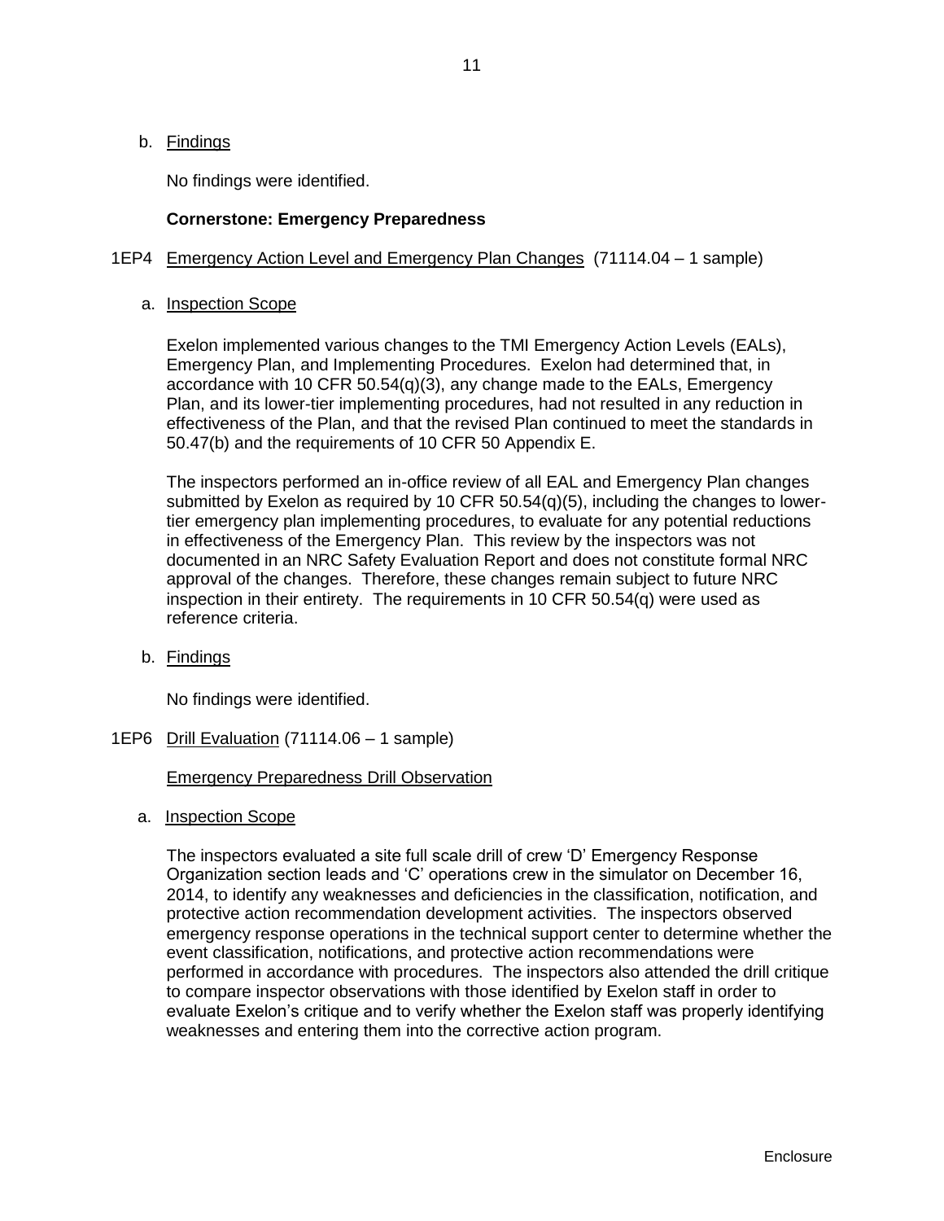b. Findings

No findings were identified.

**Cornerstone: Emergency Preparedness**

1EP4 Emergency Action Level and Emergency Plan Changes (71114.04 – 1 sample)

a. Inspection Scope

Exelon implemented various changes to the TMI Emergency Action Levels (EALs), Emergency Plan, and Implementing Procedures. Exelon had determined that, in accordance with 10 CFR 50.54(q)(3), any change made to the EALs, Emergency Plan, and its lower-tier implementing procedures, had not resulted in any reduction in effectiveness of the Plan, and that the revised Plan continued to meet the standards in 50.47(b) and the requirements of 10 CFR 50 Appendix E.

The inspectors performed an in-office review of all EAL and Emergency Plan changes submitted by Exelon as required by 10 CFR 50.54(q)(5), including the changes to lower-tier emergency plan implementing procedures, to evaluate for any potential reductions in effectiveness of the Emergency Plan. This review by the inspectors was not documented in an NRC Safety Evaluation Report and does not constitute formal NRC approval of the changes. Therefore, these changes remain subject to future NRC inspection in their entirety. The requirements in 10 CFR 50.54(q) were used as reference criteria.

b. Findings

No findings were identified.

1EP6 Drill Evaluation (71114.06 – 1 sample)

Emergency Preparedness Drill Observation

a. Inspection Scope

The inspectors evaluated a site full scale drill of crew 'D' Emergency Response Organization section leads and 'C' operations crew in the simulator on December 16, 2014, to identify any weaknesses and deficiencies in the classification, notification, and protective action recommendation development activities. The inspectors observed emergency response operations in the technical support center to determine whether the event classification, notifications, and protective action recommendations were performed in accordance with procedures. The inspectors also attended the drill critique to compare inspector observations with those identified by Exelon staff in order to evaluate Exelon's critique and to verify whether the Exelon staff was properly identifying weaknesses and entering them into the corrective action program.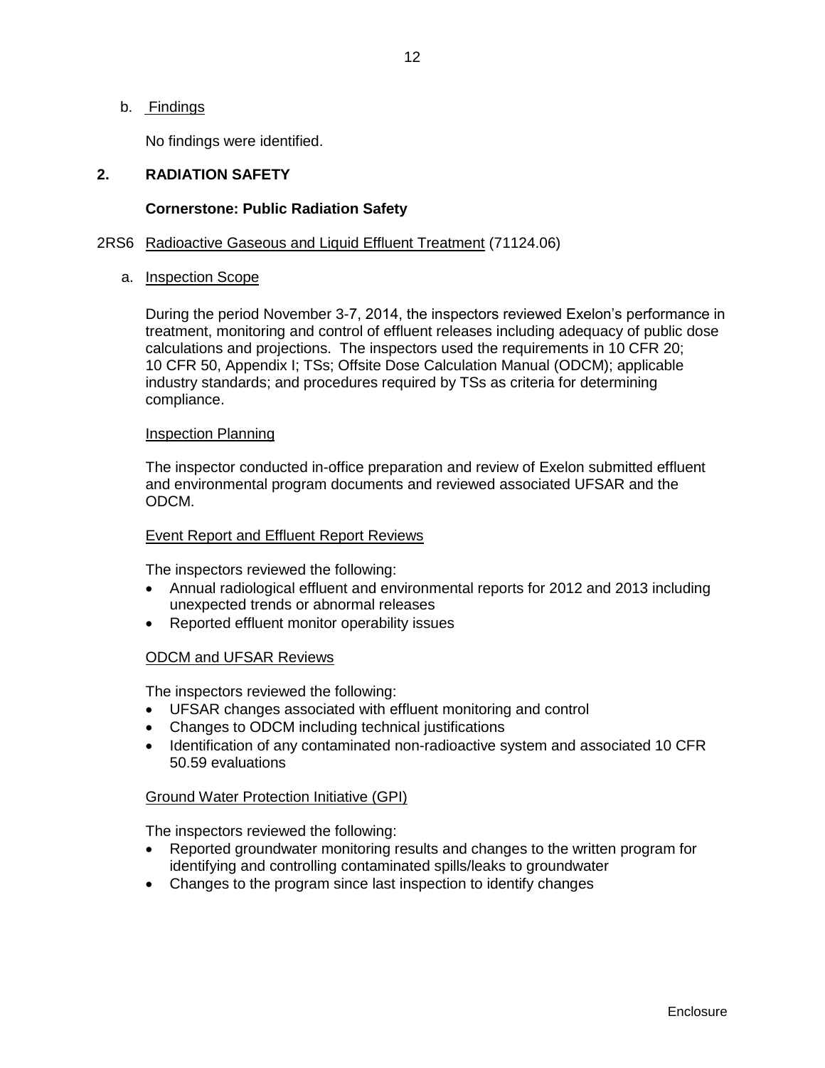b. Findings

No findings were identified.

## 2. RADIATION SAFETY

### Cornerstone: Public Radiation Safety

2RS6 Radioactive Gaseous and Liquid Effluent Treatment (71124.06)

a. Inspection Scope

During the period November 3-7, 2014, the inspectors reviewed Exelon's performance in treatment, monitoring and control of effluent releases including adequacy of public dose calculations and projections. The inspectors used the requirements in 10 CFR 20; 10 CFR 50, Appendix I; TSs; Offsite Dose Calculation Manual (ODCM); applicable industry standards; and procedures required by TSs as criteria for determining compliance.

Inspection Planning

The inspector conducted in-office preparation and review of Exelon submitted effluent and environmental program documents and reviewed associated UFSAR and the ODCM.

Event Report and Effluent Report Reviews

The inspectors reviewed the following:

- Annual radiological effluent and environmental reports for 2012 and 2013 including unexpected trends or abnormal releases
- Reported effluent monitor operability issues

ODCM and UFSAR Reviews

The inspectors reviewed the following:

- UFSAR changes associated with effluent monitoring and control
- Changes to ODCM including technical justifications
- Identification of any contaminated non-radioactive system and associated 10 CFR 50.59 evaluations

Ground Water Protection Initiative (GPI)

The inspectors reviewed the following:

- Reported groundwater monitoring results and changes to the written program for identifying and controlling contaminated spills/leaks to groundwater
- Changes to the program since last inspection to identify changes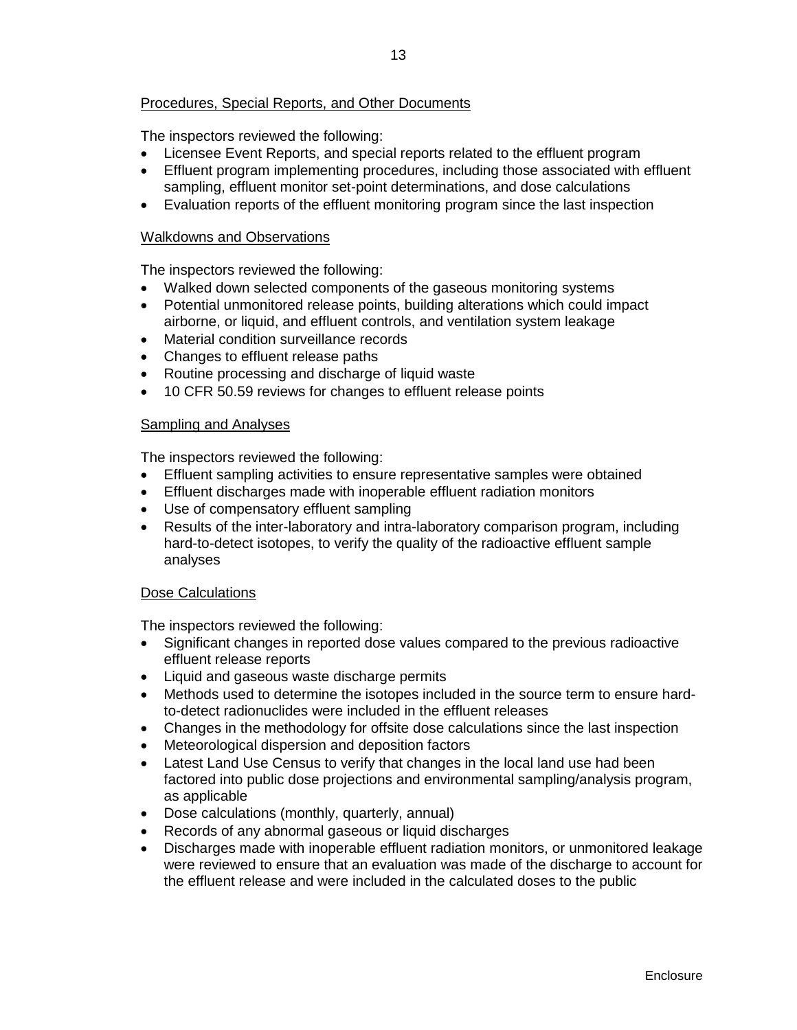Procedures, Special Reports, and Other Documents

The inspectors reviewed the following:

- Licensee Event Reports, and special reports related to the effluent program
- Effluent program implementing procedures, including those associated with effluent sampling, effluent monitor set-point determinations, and dose calculations
- Evaluation reports of the effluent monitoring program since the last inspection

Walkdowns and Observations

The inspectors reviewed the following:

- Walked down selected components of the gaseous monitoring systems
- Potential unmonitored release points, building alterations which could impact airborne, or liquid, and effluent controls, and ventilation system leakage
- Material condition surveillance records
- Changes to effluent release paths
- Routine processing and discharge of liquid waste
- 10 CFR 50.59 reviews for changes to effluent release points

Sampling and Analyses

The inspectors reviewed the following:

- Effluent sampling activities to ensure representative samples were obtained
- Effluent discharges made with inoperable effluent radiation monitors
- Use of compensatory effluent sampling
- Results of the inter-laboratory and intra-laboratory comparison program, including hard-to-detect isotopes, to verify the quality of the radioactive effluent sample analyses

Dose Calculations

The inspectors reviewed the following:

- Significant changes in reported dose values compared to the previous radioactive effluent release reports
- Liquid and gaseous waste discharge permits
- Methods used to determine the isotopes included in the source term to ensure hard-to-detect radionuclides were included in the effluent releases
- Changes in the methodology for offsite dose calculations since the last inspection
- Meteorological dispersion and deposition factors
- Latest Land Use Census to verify that changes in the local land use had been factored into public dose projections and environmental sampling/analysis program, as applicable
- Dose calculations (monthly, quarterly, annual)
- Records of any abnormal gaseous or liquid discharges
- Discharges made with inoperable effluent radiation monitors, or unmonitored leakage were reviewed to ensure that an evaluation was made of the discharge to account for the effluent release and were included in the calculated doses to the public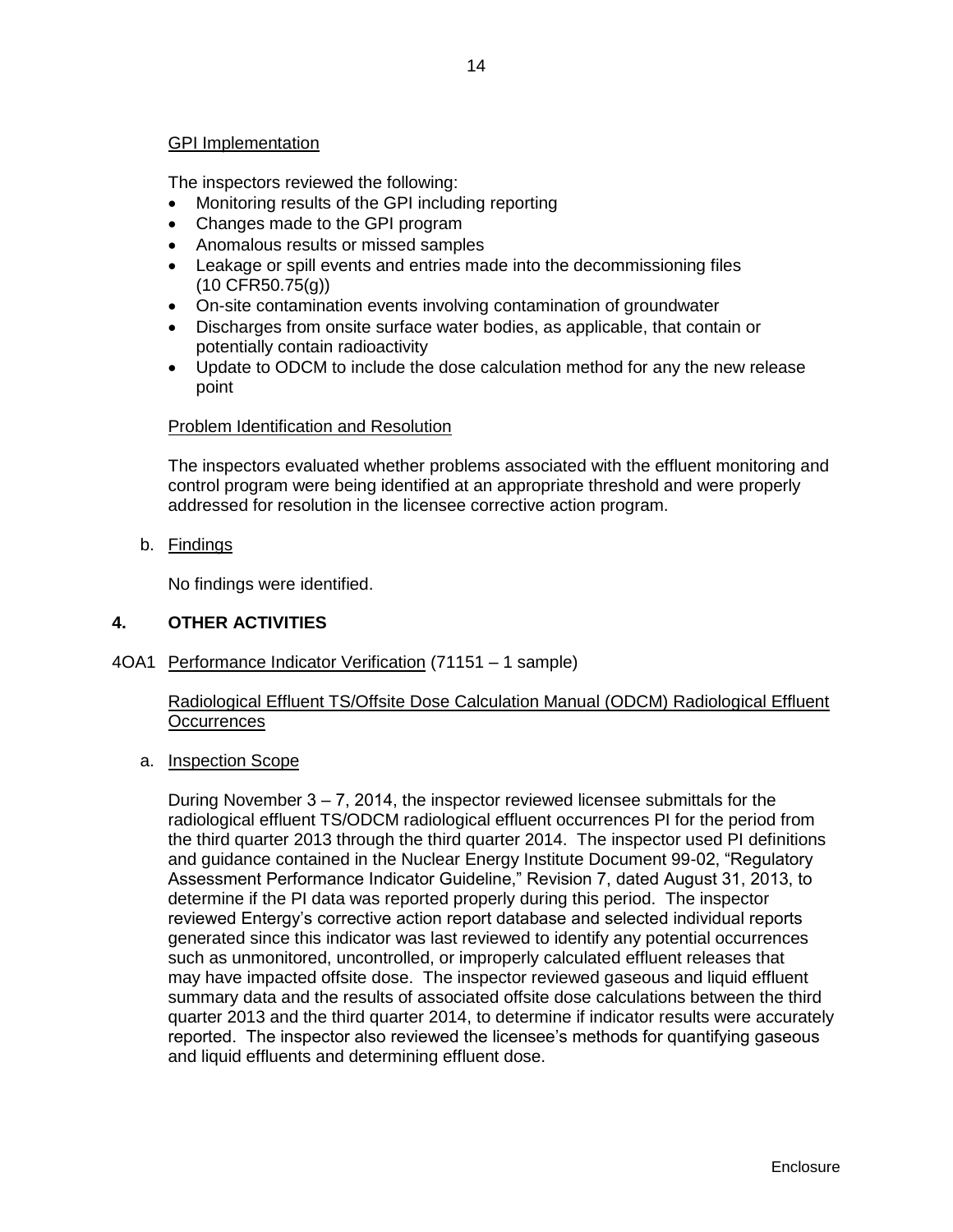GPI Implementation

The inspectors reviewed the following:

- Monitoring results of the GPI including reporting
- Changes made to the GPI program
- Anomalous results or missed samples
- Leakage or spill events and entries made into the decommissioning files (10 CFR50.75(g))
- On-site contamination events involving contamination of groundwater
- Discharges from onsite surface water bodies, as applicable, that contain or potentially contain radioactivity
- Update to ODCM to include the dose calculation method for any the new release point

Problem Identification and Resolution

The inspectors evaluated whether problems associated with the effluent monitoring and control program were being identified at an appropriate threshold and were properly addressed for resolution in the licensee corrective action program.

b. Findings

No findings were identified.

## 4. OTHER ACTIVITIES

4OA1 Performance Indicator Verification (71151 – 1 sample)

Radiological Effluent TS/Offsite Dose Calculation Manual (ODCM) Radiological Effluent Occurrences

a. Inspection Scope

During November 3 – 7, 2014, the inspector reviewed licensee submittals for the radiological effluent TS/ODCM radiological effluent occurrences PI for the period from the third quarter 2013 through the third quarter 2014. The inspector used PI definitions and guidance contained in the Nuclear Energy Institute Document 99-02, "Regulatory Assessment Performance Indicator Guideline," Revision 7, dated August 31, 2013, to determine if the PI data was reported properly during this period. The inspector reviewed Entergy's corrective action report database and selected individual reports generated since this indicator was last reviewed to identify any potential occurrences such as unmonitored, uncontrolled, or improperly calculated effluent releases that may have impacted offsite dose. The inspector reviewed gaseous and liquid effluent summary data and the results of associated offsite dose calculations between the third quarter 2013 and the third quarter 2014, to determine if indicator results were accurately reported. The inspector also reviewed the licensee's methods for quantifying gaseous and liquid effluents and determining effluent dose.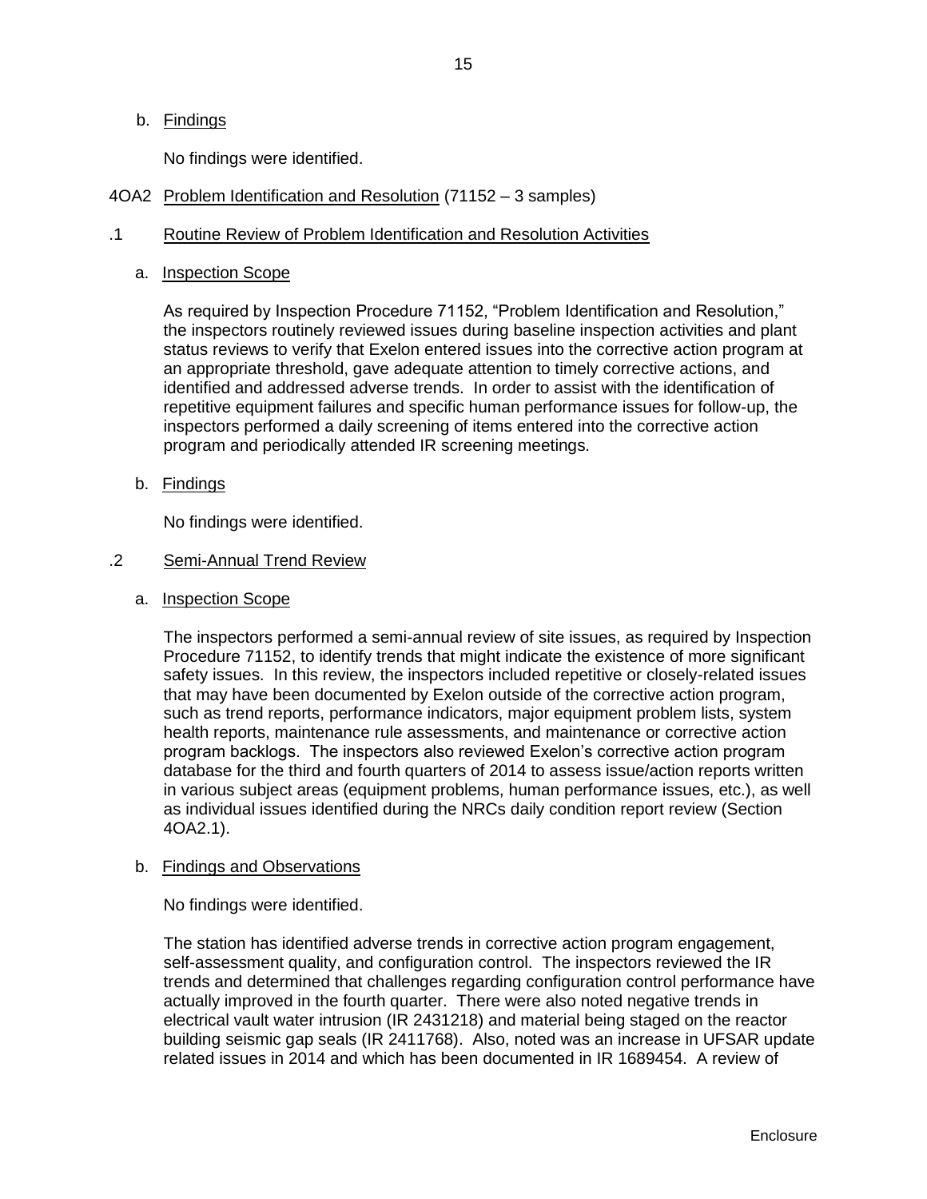b. Findings

No findings were identified.

4OA2 Problem Identification and Resolution (71152 – 3 samples)

.1 Routine Review of Problem Identification and Resolution Activities

a. Inspection Scope

As required by Inspection Procedure 71152, "Problem Identification and Resolution," the inspectors routinely reviewed issues during baseline inspection activities and plant status reviews to verify that Exelon entered issues into the corrective action program at an appropriate threshold, gave adequate attention to timely corrective actions, and identified and addressed adverse trends. In order to assist with the identification of repetitive equipment failures and specific human performance issues for follow-up, the inspectors performed a daily screening of items entered into the corrective action program and periodically attended IR screening meetings.

b. Findings

No findings were identified.

.2 Semi-Annual Trend Review

a. Inspection Scope

The inspectors performed a semi-annual review of site issues, as required by Inspection Procedure 71152, to identify trends that might indicate the existence of more significant safety issues. In this review, the inspectors included repetitive or closely-related issues that may have been documented by Exelon outside of the corrective action program, such as trend reports, performance indicators, major equipment problem lists, system health reports, maintenance rule assessments, and maintenance or corrective action program backlogs. The inspectors also reviewed Exelon's corrective action program database for the third and fourth quarters of 2014 to assess issue/action reports written in various subject areas (equipment problems, human performance issues, etc.), as well as individual issues identified during the NRCs daily condition report review (Section 4OA2.1).

b. Findings and Observations

No findings were identified.

The station has identified adverse trends in corrective action program engagement, self-assessment quality, and configuration control. The inspectors reviewed the IR trends and determined that challenges regarding configuration control performance have actually improved in the fourth quarter. There were also noted negative trends in electrical vault water intrusion (IR 2431218) and material being staged on the reactor building seismic gap seals (IR 2411768). Also, noted was an increase in UFSAR update related issues in 2014 and which has been documented in IR 1689454. A review of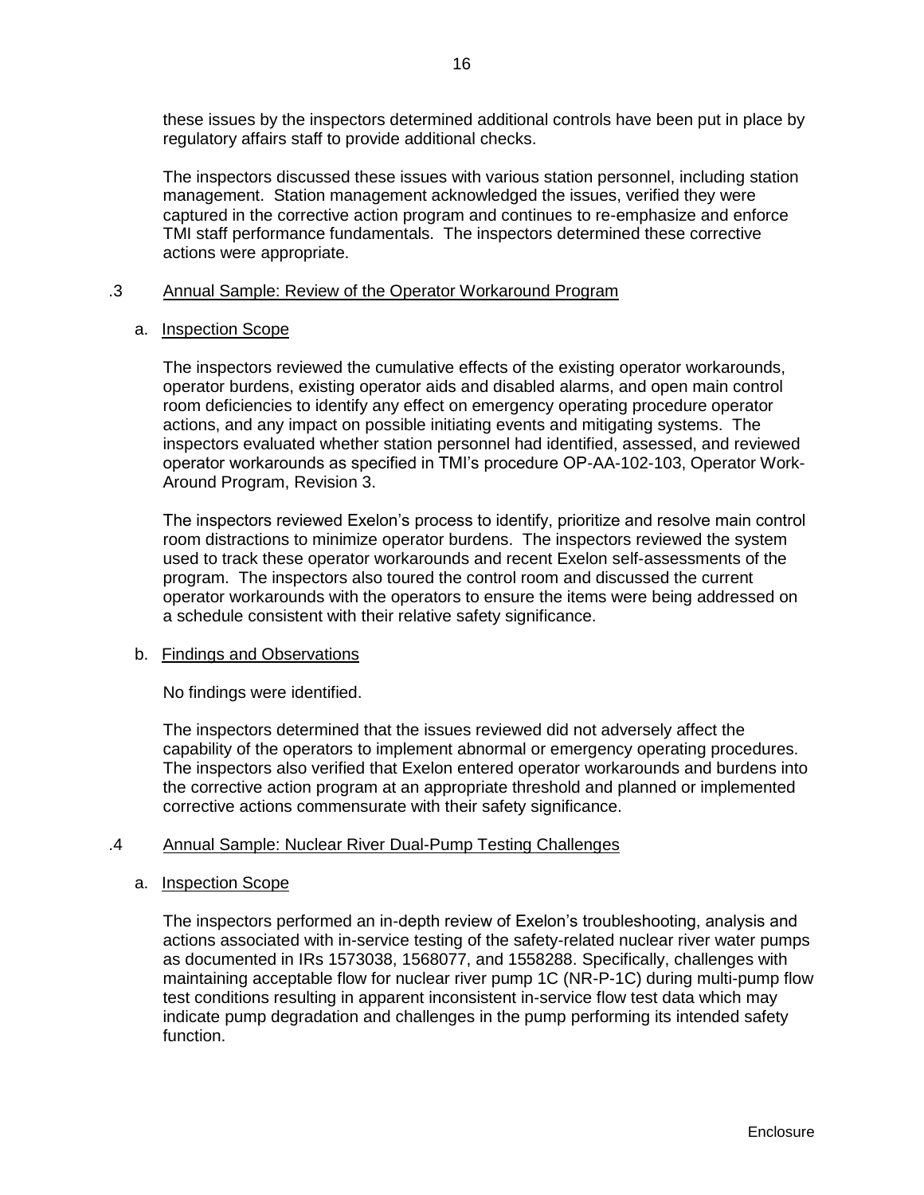these issues by the inspectors determined additional controls have been put in place by regulatory affairs staff to provide additional checks.

The inspectors discussed these issues with various station personnel, including station management. Station management acknowledged the issues, verified they were captured in the corrective action program and continues to re-emphasize and enforce TMI staff performance fundamentals. The inspectors determined these corrective actions were appropriate.

### .3 Annual Sample: Review of the Operator Workaround Program

#### a. Inspection Scope

The inspectors reviewed the cumulative effects of the existing operator workarounds, operator burdens, existing operator aids and disabled alarms, and open main control room deficiencies to identify any effect on emergency operating procedure operator actions, and any impact on possible initiating events and mitigating systems. The inspectors evaluated whether station personnel had identified, assessed, and reviewed operator workarounds as specified in TMI's procedure OP-AA-102-103, Operator Work-Around Program, Revision 3.

The inspectors reviewed Exelon's process to identify, prioritize and resolve main control room distractions to minimize operator burdens. The inspectors reviewed the system used to track these operator workarounds and recent Exelon self-assessments of the program. The inspectors also toured the control room and discussed the current operator workarounds with the operators to ensure the items were being addressed on a schedule consistent with their relative safety significance.

#### b. Findings and Observations

No findings were identified.

The inspectors determined that the issues reviewed did not adversely affect the capability of the operators to implement abnormal or emergency operating procedures. The inspectors also verified that Exelon entered operator workarounds and burdens into the corrective action program at an appropriate threshold and planned or implemented corrective actions commensurate with their safety significance.

### .4 Annual Sample: Nuclear River Dual-Pump Testing Challenges

#### a. Inspection Scope

The inspectors performed an in-depth review of Exelon's troubleshooting, analysis and actions associated with in-service testing of the safety-related nuclear river water pumps as documented in IRs 1573038, 1568077, and 1558288. Specifically, challenges with maintaining acceptable flow for nuclear river pump 1C (NR-P-1C) during multi-pump flow test conditions resulting in apparent inconsistent in-service flow test data which may indicate pump degradation and challenges in the pump performing its intended safety function.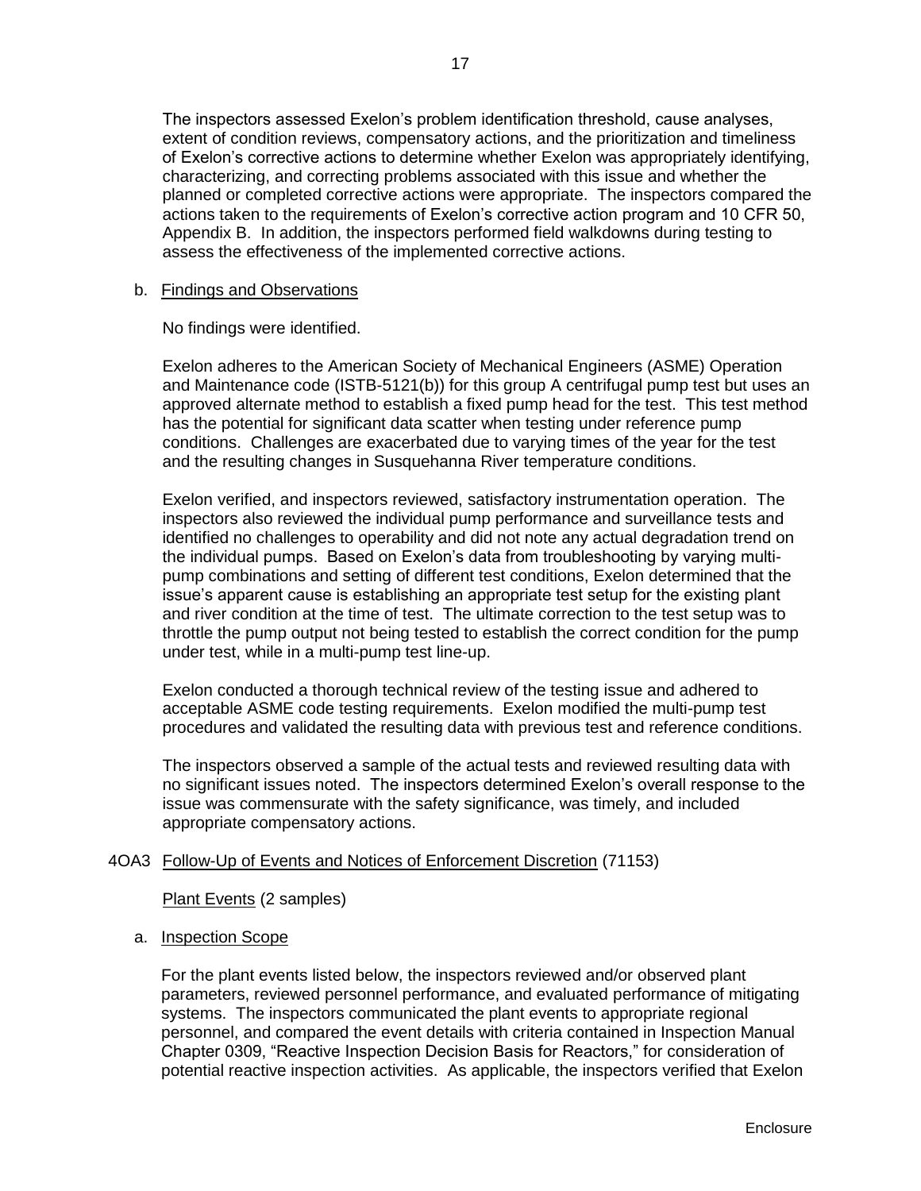The inspectors assessed Exelon's problem identification threshold, cause analyses, extent of condition reviews, compensatory actions, and the prioritization and timeliness of Exelon's corrective actions to determine whether Exelon was appropriately identifying, characterizing, and correcting problems associated with this issue and whether the planned or completed corrective actions were appropriate. The inspectors compared the actions taken to the requirements of Exelon's corrective action program and 10 CFR 50, Appendix B. In addition, the inspectors performed field walkdowns during testing to assess the effectiveness of the implemented corrective actions.

b. Findings and Observations

No findings were identified.

Exelon adheres to the American Society of Mechanical Engineers (ASME) Operation and Maintenance code (ISTB-5121(b)) for this group A centrifugal pump test but uses an approved alternate method to establish a fixed pump head for the test. This test method has the potential for significant data scatter when testing under reference pump conditions. Challenges are exacerbated due to varying times of the year for the test and the resulting changes in Susquehanna River temperature conditions.

Exelon verified, and inspectors reviewed, satisfactory instrumentation operation. The inspectors also reviewed the individual pump performance and surveillance tests and identified no challenges to operability and did not note any actual degradation trend on the individual pumps. Based on Exelon's data from troubleshooting by varying multi-pump combinations and setting of different test conditions, Exelon determined that the issue's apparent cause is establishing an appropriate test setup for the existing plant and river condition at the time of test. The ultimate correction to the test setup was to throttle the pump output not being tested to establish the correct condition for the pump under test, while in a multi-pump test line-up.

Exelon conducted a thorough technical review of the testing issue and adhered to acceptable ASME code testing requirements. Exelon modified the multi-pump test procedures and validated the resulting data with previous test and reference conditions.

The inspectors observed a sample of the actual tests and reviewed resulting data with no significant issues noted. The inspectors determined Exelon's overall response to the issue was commensurate with the safety significance, was timely, and included appropriate compensatory actions.

## 4OA3 Follow-Up of Events and Notices of Enforcement Discretion (71153)

Plant Events (2 samples)

a. Inspection Scope

For the plant events listed below, the inspectors reviewed and/or observed plant parameters, reviewed personnel performance, and evaluated performance of mitigating systems. The inspectors communicated the plant events to appropriate regional personnel, and compared the event details with criteria contained in Inspection Manual Chapter 0309, "Reactive Inspection Decision Basis for Reactors," for consideration of potential reactive inspection activities. As applicable, the inspectors verified that Exelon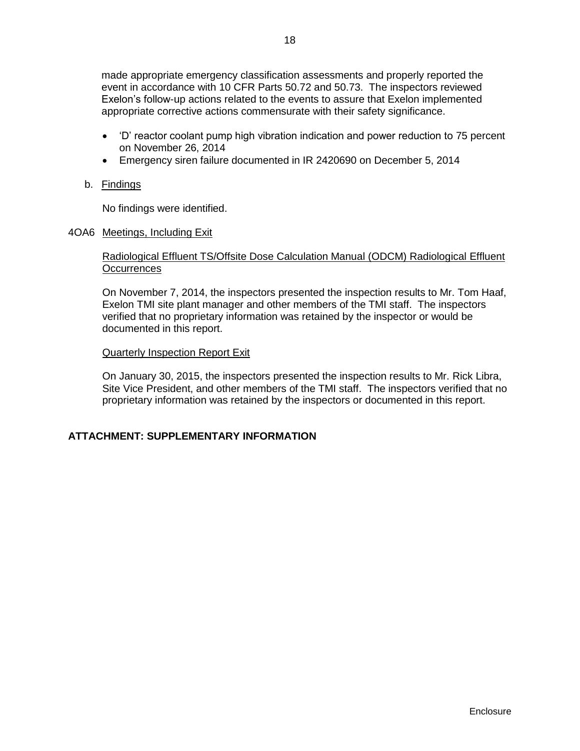made appropriate emergency classification assessments and properly reported the event in accordance with 10 CFR Parts 50.72 and 50.73. The inspectors reviewed Exelon's follow-up actions related to the events to assure that Exelon implemented appropriate corrective actions commensurate with their safety significance.

- 'D' reactor coolant pump high vibration indication and power reduction to 75 percent on November 26, 2014
- Emergency siren failure documented in IR 2420690 on December 5, 2014

b. Findings

No findings were identified.

4OA6 Meetings, Including Exit

Radiological Effluent TS/Offsite Dose Calculation Manual (ODCM) Radiological Effluent Occurrences

On November 7, 2014, the inspectors presented the inspection results to Mr. Tom Haaf, Exelon TMI site plant manager and other members of the TMI staff. The inspectors verified that no proprietary information was retained by the inspector or would be documented in this report.

Quarterly Inspection Report Exit

On January 30, 2015, the inspectors presented the inspection results to Mr. Rick Libra, Site Vice President, and other members of the TMI staff. The inspectors verified that no proprietary information was retained by the inspectors or documented in this report.

**ATTACHMENT: SUPPLEMENTARY INFORMATION**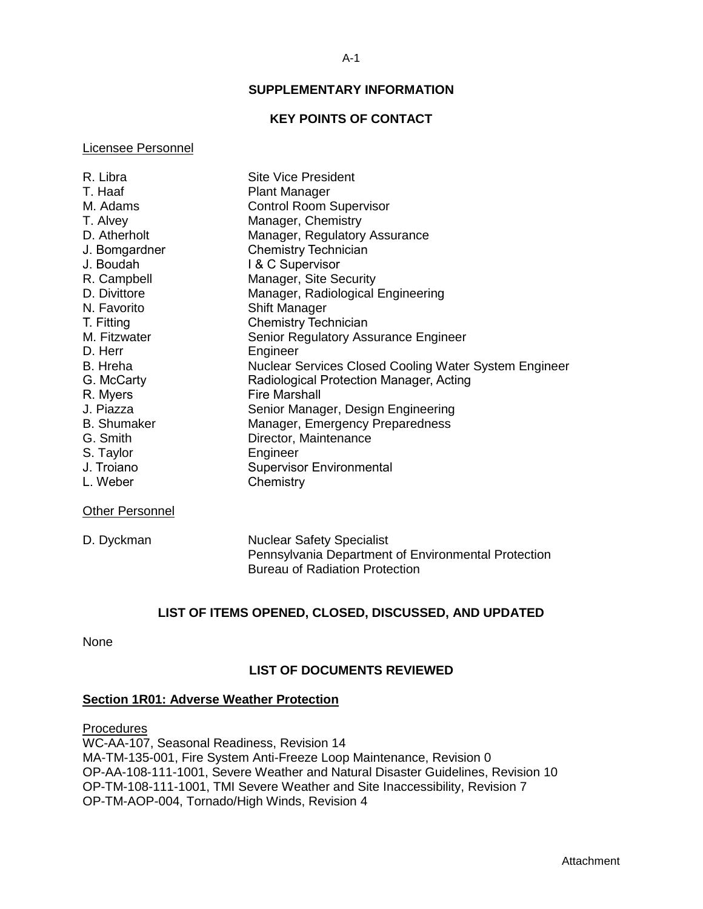## SUPPLEMENTARY INFORMATION

## KEY POINTS OF CONTACT

Licensee Personnel

| | |
|---|---|
| R. Libra | Site Vice President |
| T. Haaf | Plant Manager |
| M. Adams | Control Room Supervisor |
| T. Alvey | Manager, Chemistry |
| D. Atherholt | Manager, Regulatory Assurance |
| J. Bomgardner | Chemistry Technician |
| J. Boudah | I & C Supervisor |
| R. Campbell | Manager, Site Security |
| D. Divittore | Manager, Radiological Engineering |
| N. Favorito | Shift Manager |
| T. Fitting | Chemistry Technician |
| M. Fitzwater | Senior Regulatory Assurance Engineer |
| D. Herr | Engineer |
| B. Hreha | Nuclear Services Closed Cooling Water System Engineer |
| G. McCarty | Radiological Protection Manager, Acting |
| R. Myers | Fire Marshall |
| J. Piazza | Senior Manager, Design Engineering |
| B. Shumaker | Manager, Emergency Preparedness |
| G. Smith | Director, Maintenance |
| S. Taylor | Engineer |
| J. Troiano | Supervisor Environmental |
| L. Weber | Chemistry |

Other Personnel

| | |
|---|---|
| D. Dyckman | Nuclear Safety Specialist<br>Pennsylvania Department of Environmental Protection<br>Bureau of Radiation Protection |

## LIST OF ITEMS OPENED, CLOSED, DISCUSSED, AND UPDATED

None

## LIST OF DOCUMENTS REVIEWED

### Section 1R01: Adverse Weather Protection

Procedures

WC-AA-107, Seasonal Readiness, Revision 14
MA-TM-135-001, Fire System Anti-Freeze Loop Maintenance, Revision 0
OP-AA-108-111-1001, Severe Weather and Natural Disaster Guidelines, Revision 10
OP-TM-108-111-1001, TMI Severe Weather and Site Inaccessibility, Revision 7
OP-TM-AOP-004, Tornado/High Winds, Revision 4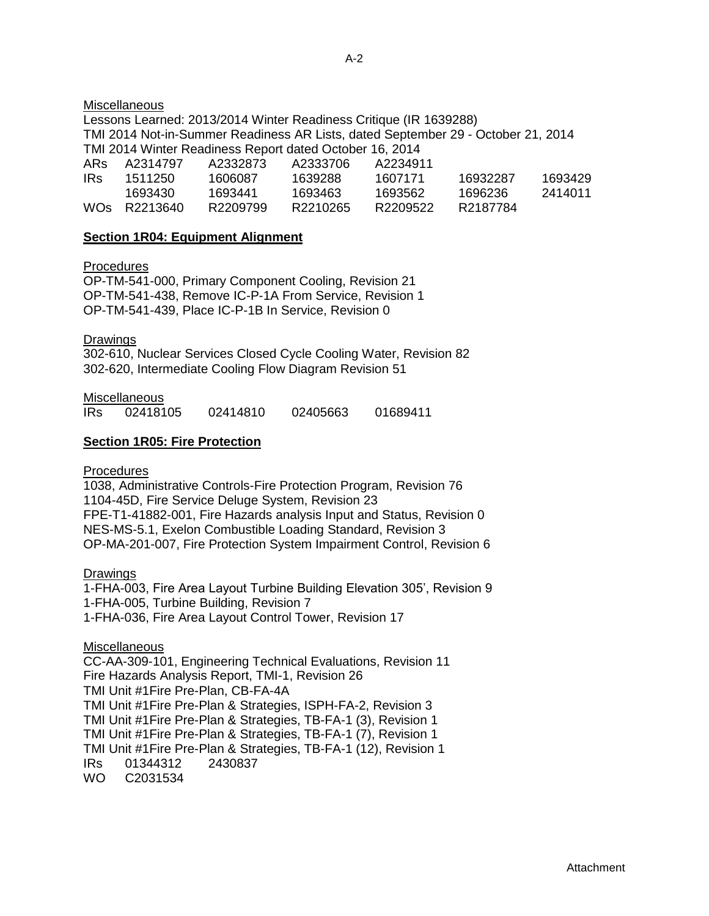Miscellaneous

Lessons Learned: 2013/2014 Winter Readiness Critique (IR 1639288)
TMI 2014 Not-in-Summer Readiness AR Lists, dated September 29 - October 21, 2014
TMI 2014 Winter Readiness Report dated October 16, 2014

| | | | | | | |
|---|---|---|---|---|---|---|
| ARs | A2314797 | A2332873 | A2333706 | A2234911 | | |
| IRs | 1511250 | 1606087 | 1639288 | 1607171 | 16932287 | 1693429 |
| | 1693430 | 1693441 | 1693463 | 1693562 | 1696236 | 2414011 |
| WOs | R2213640 | R2209799 | R2210265 | R2209522 | R2187784 | |

## Section 1R04: Equipment Alignment

Procedures

OP-TM-541-000, Primary Component Cooling, Revision 21
OP-TM-541-438, Remove IC-P-1A From Service, Revision 1
OP-TM-541-439, Place IC-P-1B In Service, Revision 0

Drawings

302-610, Nuclear Services Closed Cycle Cooling Water, Revision 82
302-620, Intermediate Cooling Flow Diagram Revision 51

Miscellaneous

| | | | | |
|---|---|---|---|---|
| IRs | 02418105 | 02414810 | 02405663 | 01689411 |

## Section 1R05: Fire Protection

Procedures

1038, Administrative Controls-Fire Protection Program, Revision 76
1104-45D, Fire Service Deluge System, Revision 23
FPE-T1-41882-001, Fire Hazards analysis Input and Status, Revision 0
NES-MS-5.1, Exelon Combustible Loading Standard, Revision 3
OP-MA-201-007, Fire Protection System Impairment Control, Revision 6

Drawings

1-FHA-003, Fire Area Layout Turbine Building Elevation 305', Revision 9
1-FHA-005, Turbine Building, Revision 7
1-FHA-036, Fire Area Layout Control Tower, Revision 17

Miscellaneous

CC-AA-309-101, Engineering Technical Evaluations, Revision 11
Fire Hazards Analysis Report, TMI-1, Revision 26
TMI Unit #1Fire Pre-Plan, CB-FA-4A
TMI Unit #1Fire Pre-Plan & Strategies, ISPH-FA-2, Revision 3
TMI Unit #1Fire Pre-Plan & Strategies, TB-FA-1 (3), Revision 1
TMI Unit #1Fire Pre-Plan & Strategies, TB-FA-1 (7), Revision 1
TMI Unit #1Fire Pre-Plan & Strategies, TB-FA-1 (12), Revision 1
IRs 01344312 2430837
WO C2031534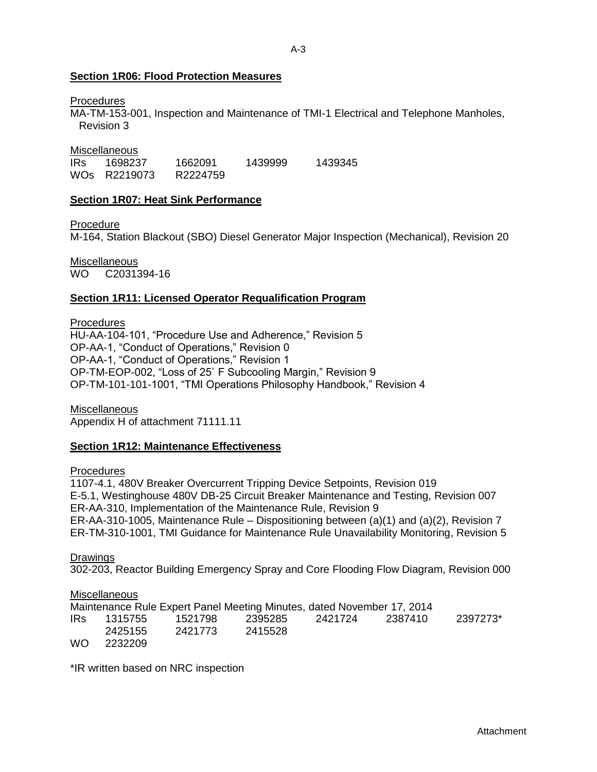**Section 1R06: Flood Protection Measures**

Procedures

MA-TM-153-001, Inspection and Maintenance of TMI-1 Electrical and Telephone Manholes, Revision 3

Miscellaneous

| | | | | |
|---|---|---|---|---|
| IRs | 1698237 | 1662091 | 1439999 | 1439345 |
| WOs | R2219073 | R2224759 | | |

**Section 1R07: Heat Sink Performance**

Procedure

M-164, Station Blackout (SBO) Diesel Generator Major Inspection (Mechanical), Revision 20

Miscellaneous

WO C2031394-16

**Section 1R11: Licensed Operator Requalification Program**

Procedures

HU-AA-104-101, "Procedure Use and Adherence," Revision 5
OP-AA-1, "Conduct of Operations," Revision 0
OP-AA-1, "Conduct of Operations," Revision 1
OP-TM-EOP-002, "Loss of 25˚ F Subcooling Margin," Revision 9
OP-TM-101-101-1001, "TMI Operations Philosophy Handbook," Revision 4

Miscellaneous

Appendix H of attachment 71111.11

**Section 1R12: Maintenance Effectiveness**

Procedures

1107-4.1, 480V Breaker Overcurrent Tripping Device Setpoints, Revision 019
E-5.1, Westinghouse 480V DB-25 Circuit Breaker Maintenance and Testing, Revision 007
ER-AA-310, Implementation of the Maintenance Rule, Revision 9
ER-AA-310-1005, Maintenance Rule – Dispositioning between (a)(1) and (a)(2), Revision 7
ER-TM-310-1001, TMI Guidance for Maintenance Rule Unavailability Monitoring, Revision 5

Drawings

302-203, Reactor Building Emergency Spray and Core Flooding Flow Diagram, Revision 000

Miscellaneous

Maintenance Rule Expert Panel Meeting Minutes, dated November 17, 2014

| | | | | | | |
|---|---|---|---|---|---|---|
| IRs | 1315755 | 1521798 | 2395285 | 2421724 | 2387410 | 2397273* |
| | 2425155 | 2421773 | 2415528 | | | |
| WO | 2232209 | | | | | |

*IR written based on NRC inspection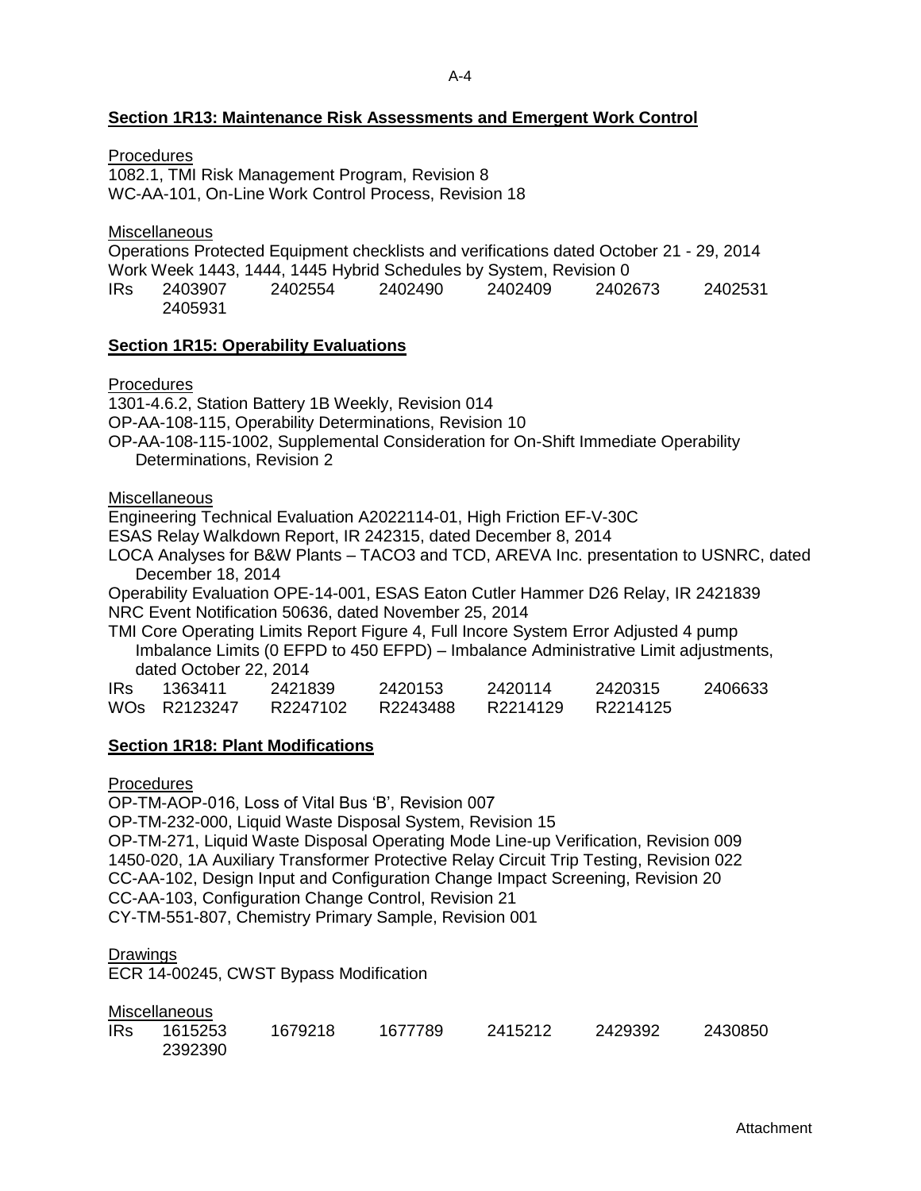**Section 1R13: Maintenance Risk Assessments and Emergent Work Control**

Procedures
1082.1, TMI Risk Management Program, Revision 8
WC-AA-101, On-Line Work Control Process, Revision 18

Miscellaneous
Operations Protected Equipment checklists and verifications dated October 21 - 29, 2014
Work Week 1443, 1444, 1445 Hybrid Schedules by System, Revision 0
IRs 2403907 2402554 2402490 2402409 2402673 2402531 2405931

**Section 1R15: Operability Evaluations**

Procedures
1301-4.6.2, Station Battery 1B Weekly, Revision 014
OP-AA-108-115, Operability Determinations, Revision 10
OP-AA-108-115-1002, Supplemental Consideration for On-Shift Immediate Operability Determinations, Revision 2

Miscellaneous
Engineering Technical Evaluation A2022114-01, High Friction EF-V-30C
ESAS Relay Walkdown Report, IR 242315, dated December 8, 2014
LOCA Analyses for B&W Plants – TACO3 and TCD, AREVA Inc. presentation to USNRC, dated December 18, 2014
Operability Evaluation OPE-14-001, ESAS Eaton Cutler Hammer D26 Relay, IR 2421839
NRC Event Notification 50636, dated November 25, 2014
TMI Core Operating Limits Report Figure 4, Full Incore System Error Adjusted 4 pump Imbalance Limits (0 EFPD to 450 EFPD) – Imbalance Administrative Limit adjustments, dated October 22, 2014
IRs 1363411 2421839 2420153 2420114 2420315 2406633
WOs R2123247 R2247102 R2243488 R2214129 R2214125

**Section 1R18: Plant Modifications**

Procedures
OP-TM-AOP-016, Loss of Vital Bus 'B', Revision 007
OP-TM-232-000, Liquid Waste Disposal System, Revision 15
OP-TM-271, Liquid Waste Disposal Operating Mode Line-up Verification, Revision 009
1450-020, 1A Auxiliary Transformer Protective Relay Circuit Trip Testing, Revision 022
CC-AA-102, Design Input and Configuration Change Impact Screening, Revision 20
CC-AA-103, Configuration Change Control, Revision 21
CY-TM-551-807, Chemistry Primary Sample, Revision 001

Drawings
ECR 14-00245, CWST Bypass Modification

Miscellaneous
IRs 1615253 1679218 1677789 2415212 2429392 2430850 2392390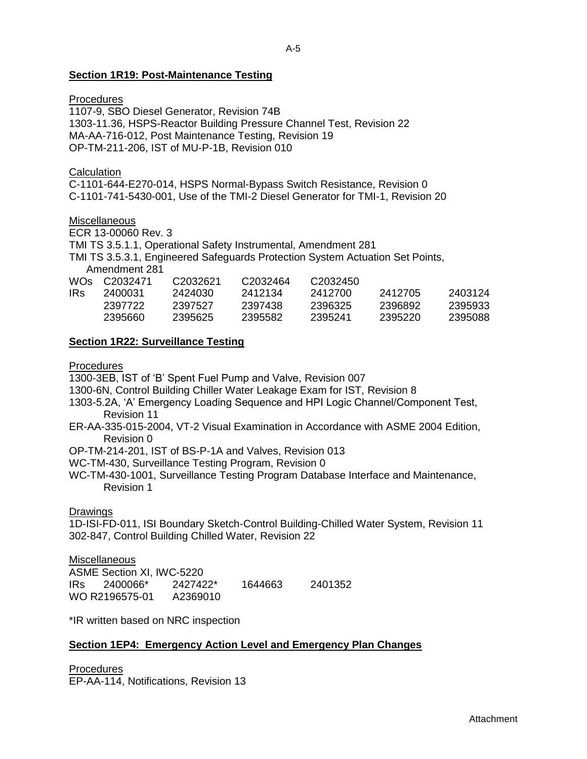**Section 1R19: Post-Maintenance Testing**

Procedures
1107-9, SBO Diesel Generator, Revision 74B
1303-11.36, HSPS-Reactor Building Pressure Channel Test, Revision 22
MA-AA-716-012, Post Maintenance Testing, Revision 19
OP-TM-211-206, IST of MU-P-1B, Revision 010

Calculation
C-1101-644-E270-014, HSPS Normal-Bypass Switch Resistance, Revision 0
C-1101-741-5430-001, Use of the TMI-2 Diesel Generator for TMI-1, Revision 20

Miscellaneous
ECR 13-00060 Rev. 3
TMI TS 3.5.1.1, Operational Safety Instrumental, Amendment 281
TMI TS 3.5.3.1, Engineered Safeguards Protection System Actuation Set Points, Amendment 281

| | | | | | | |
|---|---|---|---|---|---|---|
| WOs | C2032471 | C2032621 | C2032464 | C2032450 | | |
| IRs | 2400031 | 2424030 | 2412134 | 2412700 | 2412705 | 2403124 |
| | 2397722 | 2397527 | 2397438 | 2396325 | 2396892 | 2395933 |
| | 2395660 | 2395625 | 2395582 | 2395241 | 2395220 | 2395088 |

**Section 1R22: Surveillance Testing**

Procedures
1300-3EB, IST of 'B' Spent Fuel Pump and Valve, Revision 007
1300-6N, Control Building Chiller Water Leakage Exam for IST, Revision 8
1303-5.2A, 'A' Emergency Loading Sequence and HPI Logic Channel/Component Test, Revision 11
ER-AA-335-015-2004, VT-2 Visual Examination in Accordance with ASME 2004 Edition, Revision 0
OP-TM-214-201, IST of BS-P-1A and Valves, Revision 013
WC-TM-430, Surveillance Testing Program, Revision 0
WC-TM-430-1001, Surveillance Testing Program Database Interface and Maintenance, Revision 1

Drawings
1D-ISI-FD-011, ISI Boundary Sketch-Control Building-Chilled Water System, Revision 11
302-847, Control Building Chilled Water, Revision 22

Miscellaneous
ASME Section XI, IWC-5220
IRs 2400066* 2427422* 1644663 2401352
WO R2196575-01 A2369010

*IR written based on NRC inspection

**Section 1EP4: Emergency Action Level and Emergency Plan Changes**

Procedures
EP-AA-114, Notifications, Revision 13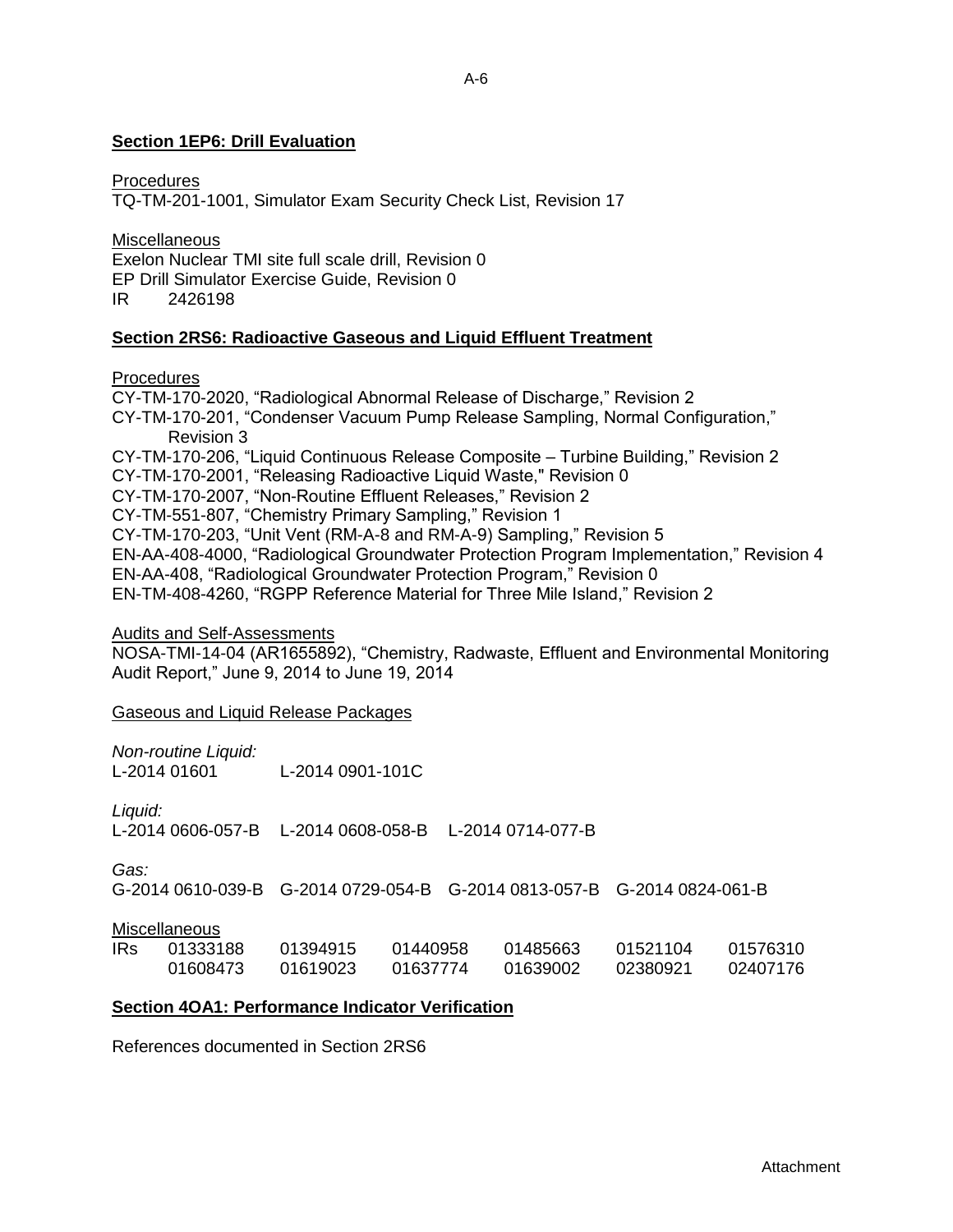## Section 1EP6: Drill Evaluation

Procedures

TQ-TM-201-1001, Simulator Exam Security Check List, Revision 17

Miscellaneous

Exelon Nuclear TMI site full scale drill, Revision 0
EP Drill Simulator Exercise Guide, Revision 0
IR 2426198

## Section 2RS6: Radioactive Gaseous and Liquid Effluent Treatment

Procedures

CY-TM-170-2020, "Radiological Abnormal Release of Discharge," Revision 2
CY-TM-170-201, "Condenser Vacuum Pump Release Sampling, Normal Configuration," Revision 3
CY-TM-170-206, "Liquid Continuous Release Composite – Turbine Building," Revision 2
CY-TM-170-2001, "Releasing Radioactive Liquid Waste," Revision 0
CY-TM-170-2007, "Non-Routine Effluent Releases," Revision 2
CY-TM-551-807, "Chemistry Primary Sampling," Revision 1
CY-TM-170-203, "Unit Vent (RM-A-8 and RM-A-9) Sampling," Revision 5
EN-AA-408-4000, "Radiological Groundwater Protection Program Implementation," Revision 4
EN-AA-408, "Radiological Groundwater Protection Program," Revision 0
EN-TM-408-4260, "RGPP Reference Material for Three Mile Island," Revision 2

Audits and Self-Assessments

NOSA-TMI-14-04 (AR1655892), "Chemistry, Radwaste, Effluent and Environmental Monitoring Audit Report," June 9, 2014 to June 19, 2014

Gaseous and Liquid Release Packages

*Non-routine Liquid:*
L-2014 01601 L-2014 0901-101C

*Liquid:*
L-2014 0606-057-B L-2014 0608-058-B L-2014 0714-077-B

*Gas:*
G-2014 0610-039-B G-2014 0729-054-B G-2014 0813-057-B G-2014 0824-061-B

Miscellaneous

IRs 01333188 01394915 01440958 01485663 01521104 01576310
01608473 01619023 01637774 01639002 02380921 02407176

## Section 4OA1: Performance Indicator Verification

References documented in Section 2RS6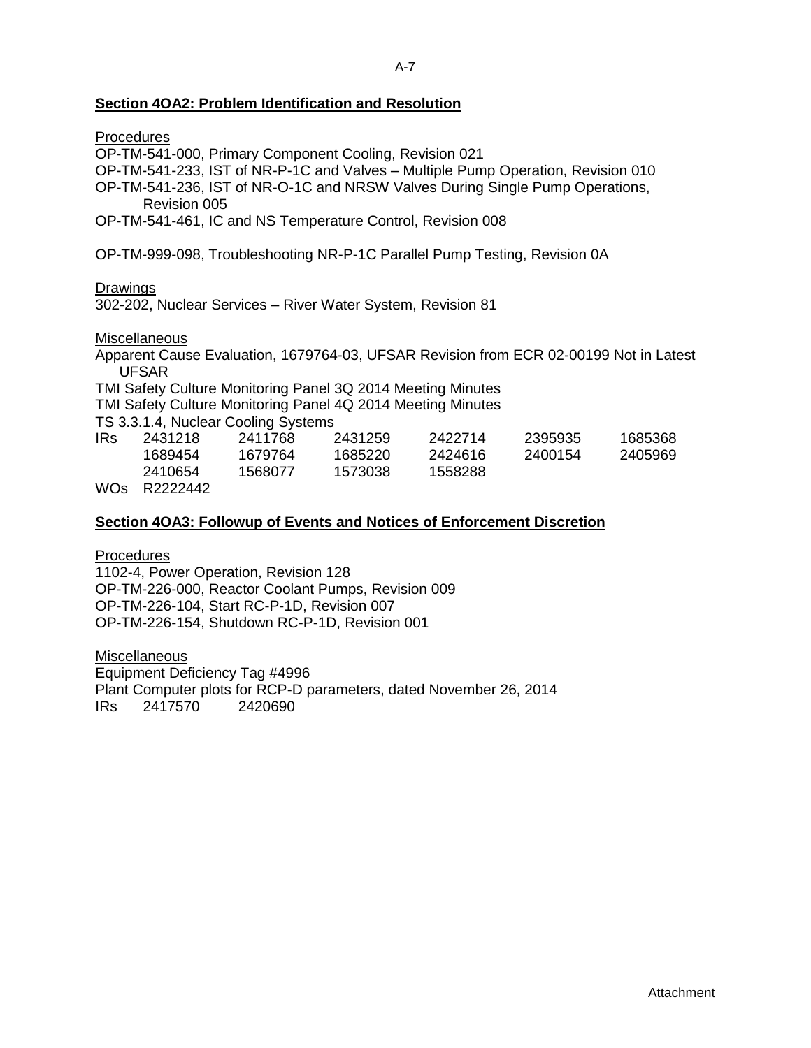## Section 4OA2: Problem Identification and Resolution

Procedures

OP-TM-541-000, Primary Component Cooling, Revision 021
OP-TM-541-233, IST of NR-P-1C and Valves – Multiple Pump Operation, Revision 010
OP-TM-541-236, IST of NR-O-1C and NRSW Valves During Single Pump Operations, Revision 005
OP-TM-541-461, IC and NS Temperature Control, Revision 008

OP-TM-999-098, Troubleshooting NR-P-1C Parallel Pump Testing, Revision 0A

Drawings

302-202, Nuclear Services – River Water System, Revision 81

Miscellaneous

Apparent Cause Evaluation, 1679764-03, UFSAR Revision from ECR 02-00199 Not in Latest UFSAR
TMI Safety Culture Monitoring Panel 3Q 2014 Meeting Minutes
TMI Safety Culture Monitoring Panel 4Q 2014 Meeting Minutes
TS 3.3.1.4, Nuclear Cooling Systems

| IRs | 2431218 | 2411768 | 2431259 | 2422714 | 2395935 | 1685368 |
|---|---|---|---|---|---|---|
| | 1689454 | 1679764 | 1685220 | 2424616 | 2400154 | 2405969 |
| | 2410654 | 1568077 | 1573038 | 1558288 | | |

WOs R2222442

## Section 4OA3: Followup of Events and Notices of Enforcement Discretion

Procedures

1102-4, Power Operation, Revision 128
OP-TM-226-000, Reactor Coolant Pumps, Revision 009
OP-TM-226-104, Start RC-P-1D, Revision 007
OP-TM-226-154, Shutdown RC-P-1D, Revision 001

Miscellaneous

Equipment Deficiency Tag #4996
Plant Computer plots for RCP-D parameters, dated November 26, 2014
IRs 2417570 2420690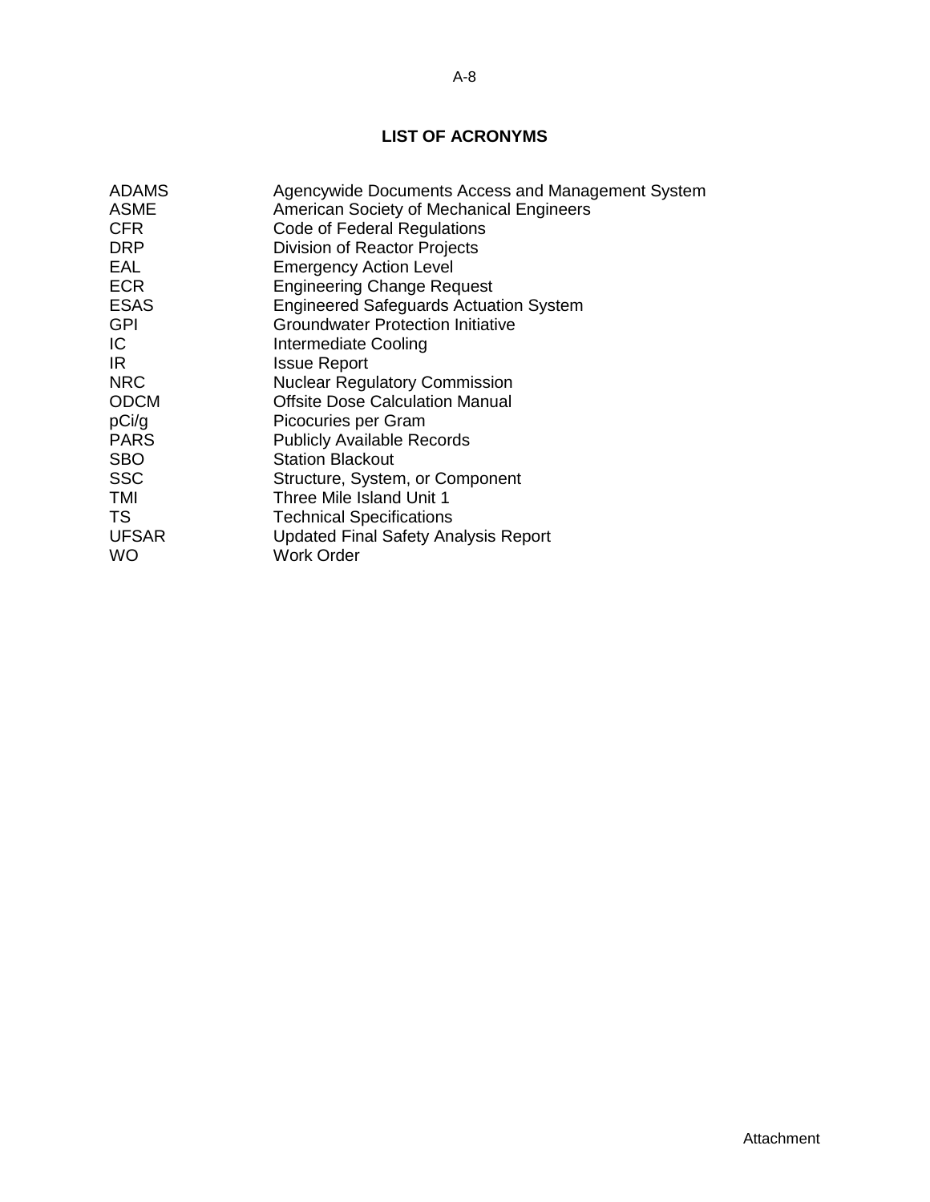## LIST OF ACRONYMS

| | |
|---|---|
| ADAMS | Agencywide Documents Access and Management System |
| ASME | American Society of Mechanical Engineers |
| CFR | Code of Federal Regulations |
| DRP | Division of Reactor Projects |
| EAL | Emergency Action Level |
| ECR | Engineering Change Request |
| ESAS | Engineered Safeguards Actuation System |
| GPI | Groundwater Protection Initiative |
| IC | Intermediate Cooling |
| IR | Issue Report |
| NRC | Nuclear Regulatory Commission |
| ODCM | Offsite Dose Calculation Manual |
| pCi/g | Picocuries per Gram |
| PARS | Publicly Available Records |
| SBO | Station Blackout |
| SSC | Structure, System, or Component |
| TMI | Three Mile Island Unit 1 |
| TS | Technical Specifications |
| UFSAR | Updated Final Safety Analysis Report |
| WO | Work Order |